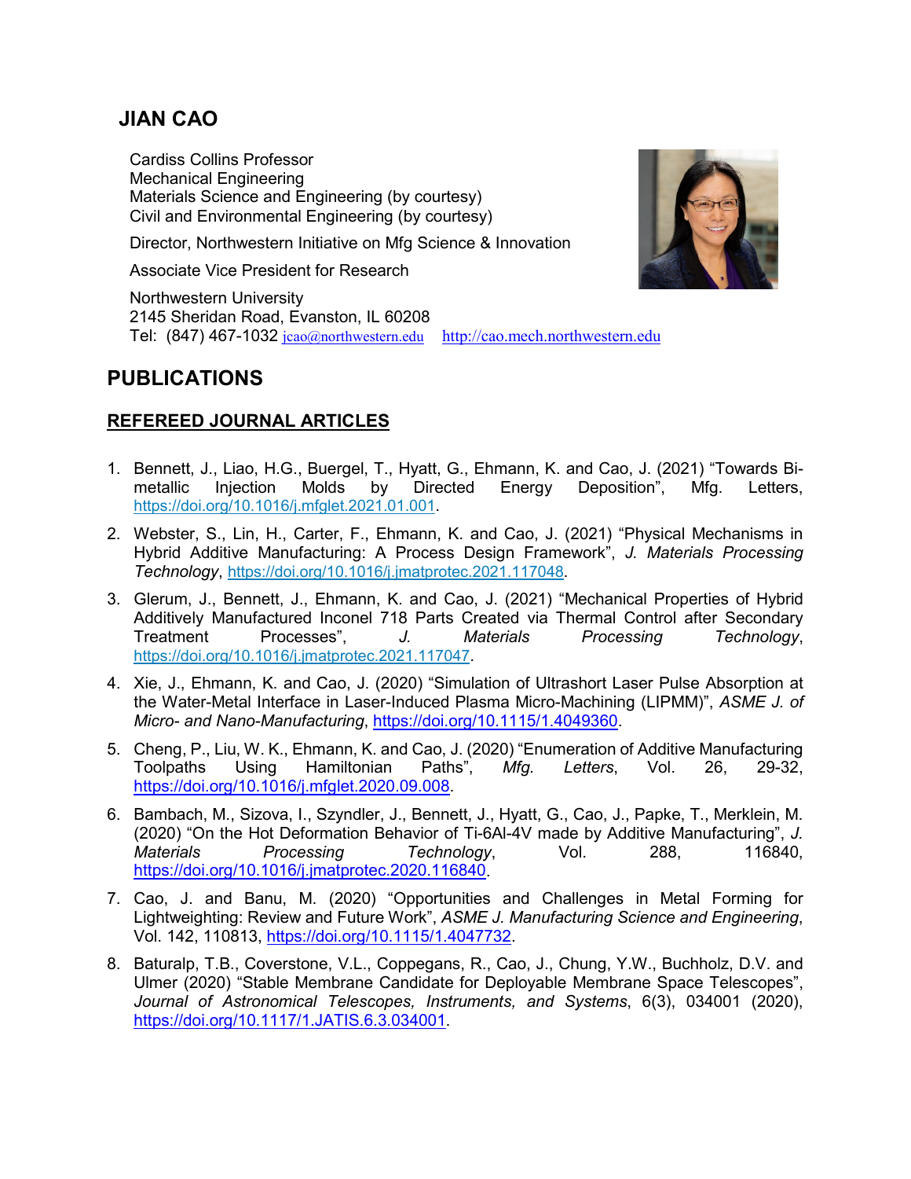# JIAN CAO

Cardiss Collins Professor
Mechanical Engineering
Materials Science and Engineering (by courtesy)
Civil and Environmental Engineering (by courtesy)

Director, Northwestern Initiative on Mfg Science & Innovation

Associate Vice President for Research

Northwestern University
2145 Sheridan Road, Evanston, IL 60208
Tel: (847) 467-1032 jcao@northwestern.edu http://cao.mech.northwestern.edu

# PUBLICATIONS

## REFEREED JOURNAL ARTICLES

1. Bennett, J., Liao, H.G., Buergel, T., Hyatt, G., Ehmann, K. and Cao, J. (2021) "Towards Bi-metallic Injection Molds by Directed Energy Deposition", Mfg. Letters, https://doi.org/10.1016/j.mfglet.2021.01.001.

2. Webster, S., Lin, H., Carter, F., Ehmann, K. and Cao, J. (2021) "Physical Mechanisms in Hybrid Additive Manufacturing: A Process Design Framework", *J. Materials Processing Technology*, https://doi.org/10.1016/j.jmatprotec.2021.117048.

3. Glerum, J., Bennett, J., Ehmann, K. and Cao, J. (2021) "Mechanical Properties of Hybrid Additively Manufactured Inconel 718 Parts Created via Thermal Control after Secondary Treatment Processes", *J. Materials Processing Technology*, https://doi.org/10.1016/j.jmatprotec.2021.117047.

4. Xie, J., Ehmann, K. and Cao, J. (2020) "Simulation of Ultrashort Laser Pulse Absorption at the Water-Metal Interface in Laser-Induced Plasma Micro-Machining (LIPMM)", *ASME J. of Micro- and Nano-Manufacturing*, https://doi.org/10.1115/1.4049360.

5. Cheng, P., Liu, W. K., Ehmann, K. and Cao, J. (2020) "Enumeration of Additive Manufacturing Toolpaths Using Hamiltonian Paths", *Mfg. Letters*, Vol. 26, 29-32, https://doi.org/10.1016/j.mfglet.2020.09.008.

6. Bambach, M., Sizova, I., Szyndler, J., Bennett, J., Hyatt, G., Cao, J., Papke, T., Merklein, M. (2020) "On the Hot Deformation Behavior of Ti-6Al-4V made by Additive Manufacturing", *J. Materials Processing Technology*, Vol. 288, 116840, https://doi.org/10.1016/j.jmatprotec.2020.116840.

7. Cao, J. and Banu, M. (2020) "Opportunities and Challenges in Metal Forming for Lightweighting: Review and Future Work", *ASME J. Manufacturing Science and Engineering*, Vol. 142, 110813, https://doi.org/10.1115/1.4047732.

8. Baturalp, T.B., Coverstone, V.L., Coppegans, R., Cao, J., Chung, Y.W., Buchholz, D.V. and Ulmer (2020) "Stable Membrane Candidate for Deployable Membrane Space Telescopes", *Journal of Astronomical Telescopes, Instruments, and Systems*, 6(3), 034001 (2020), https://doi.org/10.1117/1.JATIS.6.3.034001.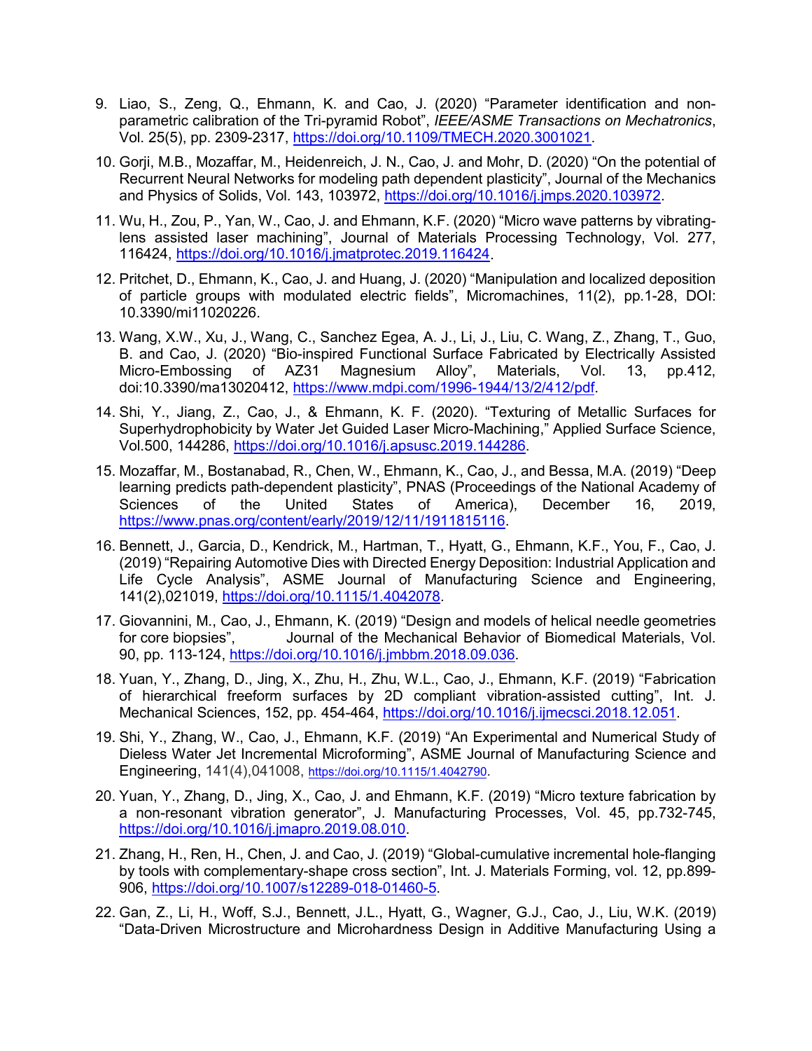9. Liao, S., Zeng, Q., Ehmann, K. and Cao, J. (2020) “Parameter identification and non-parametric calibration of the Tri-pyramid Robot”, *IEEE/ASME Transactions on Mechatronics*, Vol. 25(5), pp. 2309-2317, https://doi.org/10.1109/TMECH.2020.3001021.

10. Gorji, M.B., Mozaffar, M., Heidenreich, J. N., Cao, J. and Mohr, D. (2020) “On the potential of Recurrent Neural Networks for modeling path dependent plasticity”, Journal of the Mechanics and Physics of Solids, Vol. 143, 103972, https://doi.org/10.1016/j.jmps.2020.103972.

11. Wu, H., Zou, P., Yan, W., Cao, J. and Ehmann, K.F. (2020) “Micro wave patterns by vibrating-lens assisted laser machining”, Journal of Materials Processing Technology, Vol. 277, 116424, https://doi.org/10.1016/j.jmatprotec.2019.116424.

12. Pritchet, D., Ehmann, K., Cao, J. and Huang, J. (2020) “Manipulation and localized deposition of particle groups with modulated electric fields”, Micromachines, 11(2), pp.1-28, DOI: 10.3390/mi11020226.

13. Wang, X.W., Xu, J., Wang, C., Sanchez Egea, A. J., Li, J., Liu, C. Wang, Z., Zhang, T., Guo, B. and Cao, J. (2020) “Bio-inspired Functional Surface Fabricated by Electrically Assisted Micro-Embossing of AZ31 Magnesium Alloy”, Materials, Vol. 13, pp.412, doi:10.3390/ma13020412, https://www.mdpi.com/1996-1944/13/2/412/pdf.

14. Shi, Y., Jiang, Z., Cao, J., & Ehmann, K. F. (2020). “Texturing of Metallic Surfaces for Superhydrophobicity by Water Jet Guided Laser Micro-Machining,” Applied Surface Science, Vol.500, 144286, https://doi.org/10.1016/j.apsusc.2019.144286.

15. Mozaffar, M., Bostanabad, R., Chen, W., Ehmann, K., Cao, J., and Bessa, M.A. (2019) “Deep learning predicts path-dependent plasticity”, PNAS (Proceedings of the National Academy of Sciences of the United States of America), December 16, 2019, https://www.pnas.org/content/early/2019/12/11/1911815116.

16. Bennett, J., Garcia, D., Kendrick, M., Hartman, T., Hyatt, G., Ehmann, K.F., You, F., Cao, J. (2019) “Repairing Automotive Dies with Directed Energy Deposition: Industrial Application and Life Cycle Analysis”, ASME Journal of Manufacturing Science and Engineering, 141(2),021019, https://doi.org/10.1115/1.4042078.

17. Giovannini, M., Cao, J., Ehmann, K. (2019) “Design and models of helical needle geometries for core biopsies”, Journal of the Mechanical Behavior of Biomedical Materials, Vol. 90, pp. 113-124, https://doi.org/10.1016/j.jmbbm.2018.09.036.

18. Yuan, Y., Zhang, D., Jing, X., Zhu, H., Zhu, W.L., Cao, J., Ehmann, K.F. (2019) “Fabrication of hierarchical freeform surfaces by 2D compliant vibration-assisted cutting”, Int. J. Mechanical Sciences, 152, pp. 454-464, https://doi.org/10.1016/j.ijmecsci.2018.12.051.

19. Shi, Y., Zhang, W., Cao, J., Ehmann, K.F. (2019) “An Experimental and Numerical Study of Dieless Water Jet Incremental Microforming”, ASME Journal of Manufacturing Science and Engineering, 141(4),041008, https://doi.org/10.1115/1.4042790.

20. Yuan, Y., Zhang, D., Jing, X., Cao, J. and Ehmann, K.F. (2019) “Micro texture fabrication by a non-resonant vibration generator”, J. Manufacturing Processes, Vol. 45, pp.732-745, https://doi.org/10.1016/j.jmapro.2019.08.010.

21. Zhang, H., Ren, H., Chen, J. and Cao, J. (2019) “Global-cumulative incremental hole-flanging by tools with complementary-shape cross section”, Int. J. Materials Forming, vol. 12, pp.899-906, https://doi.org/10.1007/s12289-018-01460-5.

22. Gan, Z., Li, H., Woff, S.J., Bennett, J.L., Hyatt, G., Wagner, G.J., Cao, J., Liu, W.K. (2019) “Data-Driven Microstructure and Microhardness Design in Additive Manufacturing Using a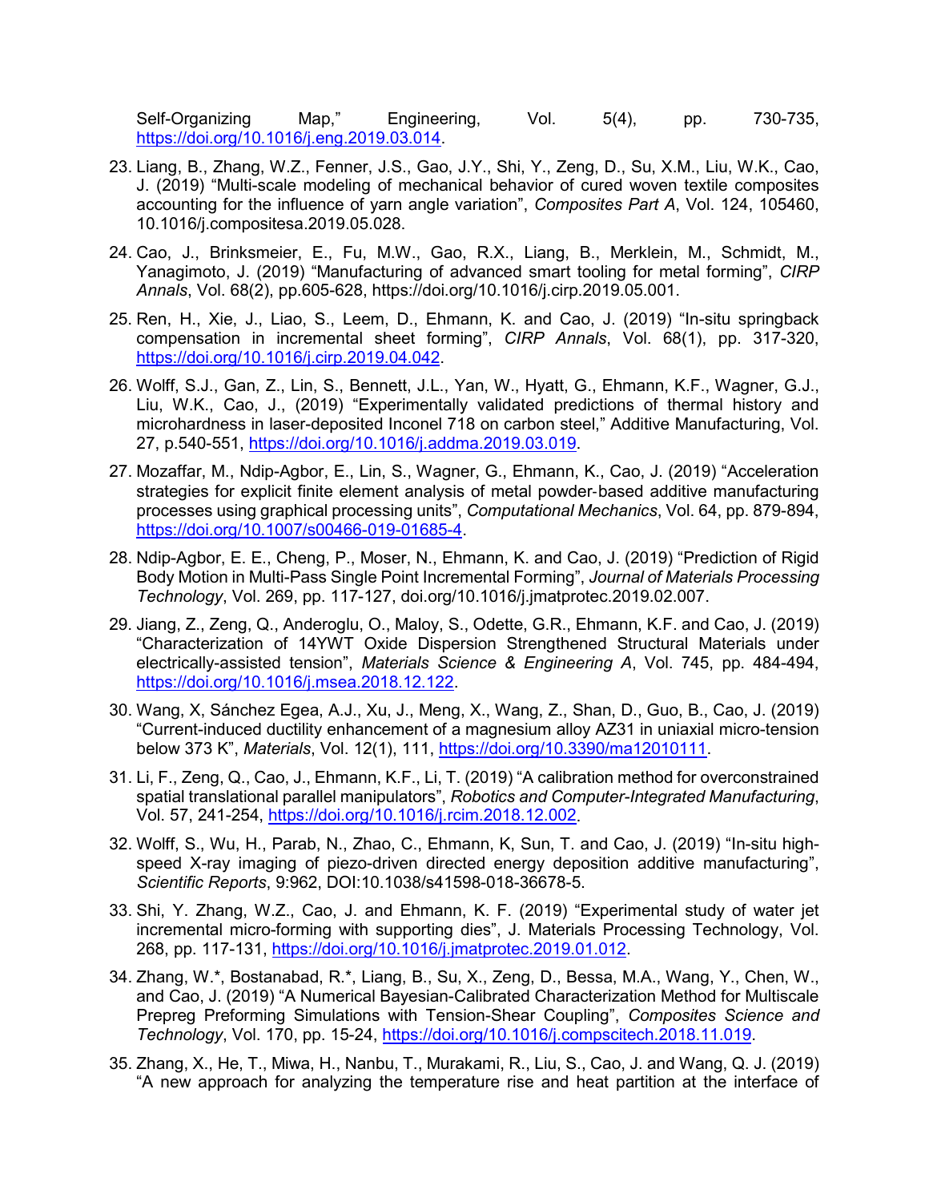Self-Organizing Map," Engineering, Vol. 5(4), pp. 730-735, https://doi.org/10.1016/j.eng.2019.03.014.

23. Liang, B., Zhang, W.Z., Fenner, J.S., Gao, J.Y., Shi, Y., Zeng, D., Su, X.M., Liu, W.K., Cao, J. (2019) "Multi-scale modeling of mechanical behavior of cured woven textile composites accounting for the influence of yarn angle variation", *Composites Part A*, Vol. 124, 105460, 10.1016/j.compositesa.2019.05.028.

24. Cao, J., Brinksmeier, E., Fu, M.W., Gao, R.X., Liang, B., Merklein, M., Schmidt, M., Yanagimoto, J. (2019) "Manufacturing of advanced smart tooling for metal forming", *CIRP Annals*, Vol. 68(2), pp.605-628, https://doi.org/10.1016/j.cirp.2019.05.001.

25. Ren, H., Xie, J., Liao, S., Leem, D., Ehmann, K. and Cao, J. (2019) "In-situ springback compensation in incremental sheet forming", *CIRP Annals*, Vol. 68(1), pp. 317-320, https://doi.org/10.1016/j.cirp.2019.04.042.

26. Wolff, S.J., Gan, Z., Lin, S., Bennett, J.L., Yan, W., Hyatt, G., Ehmann, K.F., Wagner, G.J., Liu, W.K., Cao, J., (2019) "Experimentally validated predictions of thermal history and microhardness in laser-deposited Inconel 718 on carbon steel," Additive Manufacturing, Vol. 27, p.540-551, https://doi.org/10.1016/j.addma.2019.03.019.

27. Mozaffar, M., Ndip-Agbor, E., Lin, S., Wagner, G., Ehmann, K., Cao, J. (2019) "Acceleration strategies for explicit finite element analysis of metal powder-based additive manufacturing processes using graphical processing units", *Computational Mechanics*, Vol. 64, pp. 879-894, https://doi.org/10.1007/s00466-019-01685-4.

28. Ndip-Agbor, E. E., Cheng, P., Moser, N., Ehmann, K. and Cao, J. (2019) "Prediction of Rigid Body Motion in Multi-Pass Single Point Incremental Forming", *Journal of Materials Processing Technology*, Vol. 269, pp. 117-127, doi.org/10.1016/j.jmatprotec.2019.02.007.

29. Jiang, Z., Zeng, Q., Anderoglu, O., Maloy, S., Odette, G.R., Ehmann, K.F. and Cao, J. (2019) "Characterization of 14YWT Oxide Dispersion Strengthened Structural Materials under electrically-assisted tension", *Materials Science & Engineering A*, Vol. 745, pp. 484-494, https://doi.org/10.1016/j.msea.2018.12.122.

30. Wang, X, Sánchez Egea, A.J., Xu, J., Meng, X., Wang, Z., Shan, D., Guo, B., Cao, J. (2019) "Current-induced ductility enhancement of a magnesium alloy AZ31 in uniaxial micro-tension below 373 K", *Materials*, Vol. 12(1), 111, https://doi.org/10.3390/ma12010111.

31. Li, F., Zeng, Q., Cao, J., Ehmann, K.F., Li, T. (2019) "A calibration method for overconstrained spatial translational parallel manipulators", *Robotics and Computer-Integrated Manufacturing*, Vol. 57, 241-254, https://doi.org/10.1016/j.rcim.2018.12.002.

32. Wolff, S., Wu, H., Parab, N., Zhao, C., Ehmann, K, Sun, T. and Cao, J. (2019) "In-situ high-speed X-ray imaging of piezo-driven directed energy deposition additive manufacturing", *Scientific Reports*, 9:962, DOI:10.1038/s41598-018-36678-5.

33. Shi, Y. Zhang, W.Z., Cao, J. and Ehmann, K. F. (2019) "Experimental study of water jet incremental micro-forming with supporting dies", J. Materials Processing Technology, Vol. 268, pp. 117-131, https://doi.org/10.1016/j.jmatprotec.2019.01.012.

34. Zhang, W.*, Bostanabad, R.*, Liang, B., Su, X., Zeng, D., Bessa, M.A., Wang, Y., Chen, W., and Cao, J. (2019) "A Numerical Bayesian-Calibrated Characterization Method for Multiscale Prepreg Preforming Simulations with Tension-Shear Coupling", *Composites Science and Technology*, Vol. 170, pp. 15-24, https://doi.org/10.1016/j.compscitech.2018.11.019.

35. Zhang, X., He, T., Miwa, H., Nanbu, T., Murakami, R., Liu, S., Cao, J. and Wang, Q. J. (2019) "A new approach for analyzing the temperature rise and heat partition at the interface of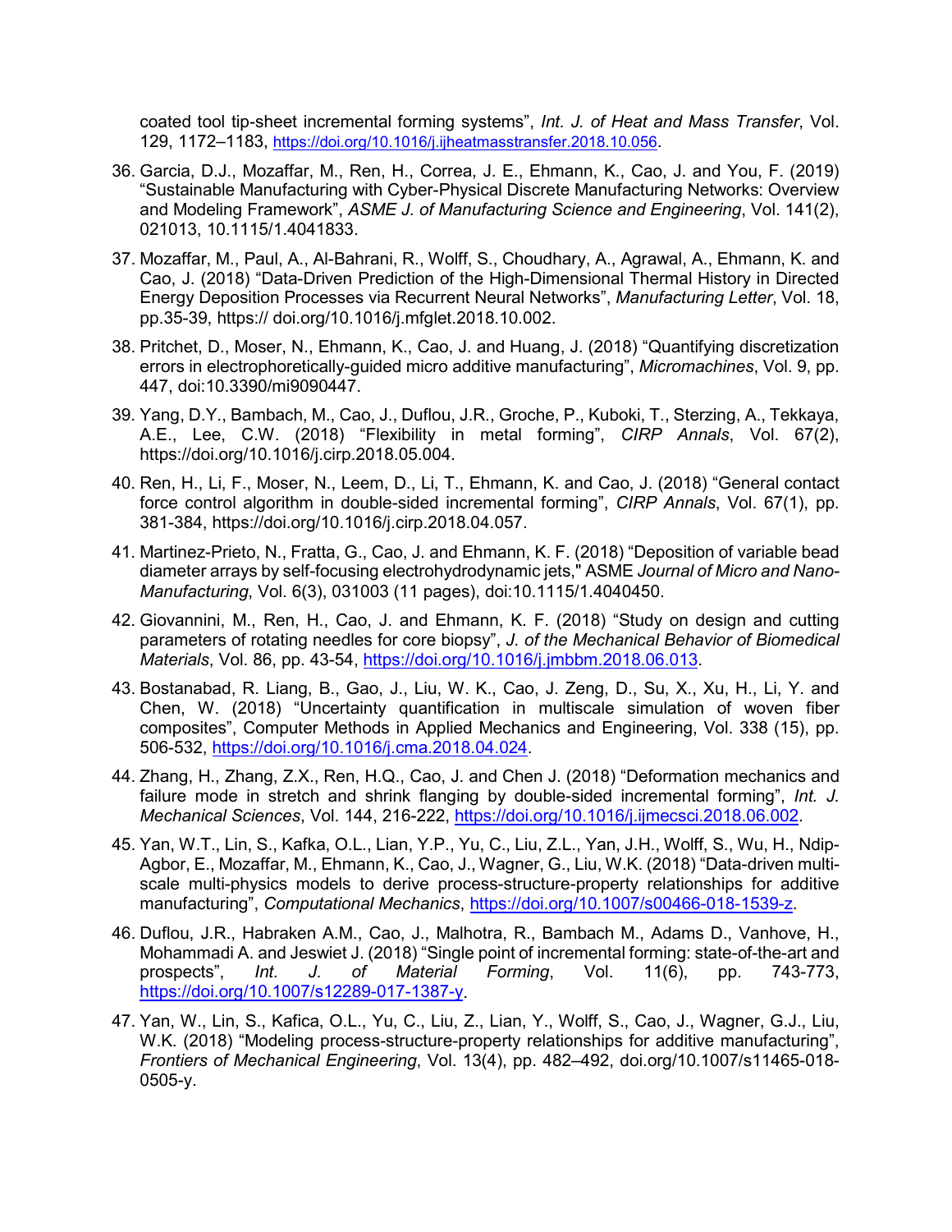coated tool tip-sheet incremental forming systems", *Int. J. of Heat and Mass Transfer*, Vol. 129, 1172–1183, https://doi.org/10.1016/j.ijheatmasstransfer.2018.10.056.

36. Garcia, D.J., Mozaffar, M., Ren, H., Correa, J. E., Ehmann, K., Cao, J. and You, F. (2019) "Sustainable Manufacturing with Cyber-Physical Discrete Manufacturing Networks: Overview and Modeling Framework", *ASME J. of Manufacturing Science and Engineering*, Vol. 141(2), 021013, 10.1115/1.4041833.

37. Mozaffar, M., Paul, A., Al-Bahrani, R., Wolff, S., Choudhary, A., Agrawal, A., Ehmann, K. and Cao, J. (2018) "Data-Driven Prediction of the High-Dimensional Thermal History in Directed Energy Deposition Processes via Recurrent Neural Networks", *Manufacturing Letter*, Vol. 18, pp.35-39, https:// doi.org/10.1016/j.mfglet.2018.10.002.

38. Pritchet, D., Moser, N., Ehmann, K., Cao, J. and Huang, J. (2018) "Quantifying discretization errors in electrophoretically-guided micro additive manufacturing", *Micromachines*, Vol. 9, pp. 447, doi:10.3390/mi9090447.

39. Yang, D.Y., Bambach, M., Cao, J., Duflou, J.R., Groche, P., Kuboki, T., Sterzing, A., Tekkaya, A.E., Lee, C.W. (2018) "Flexibility in metal forming", *CIRP Annals*, Vol. 67(2), https://doi.org/10.1016/j.cirp.2018.05.004.

40. Ren, H., Li, F., Moser, N., Leem, D., Li, T., Ehmann, K. and Cao, J. (2018) "General contact force control algorithm in double-sided incremental forming", *CIRP Annals*, Vol. 67(1), pp. 381-384, https://doi.org/10.1016/j.cirp.2018.04.057.

41. Martinez-Prieto, N., Fratta, G., Cao, J. and Ehmann, K. F. (2018) "Deposition of variable bead diameter arrays by self-focusing electrohydrodynamic jets," ASME *Journal of Micro and Nano-Manufacturing*, Vol. 6(3), 031003 (11 pages), doi:10.1115/1.4040450.

42. Giovannini, M., Ren, H., Cao, J. and Ehmann, K. F. (2018) "Study on design and cutting parameters of rotating needles for core biopsy", *J. of the Mechanical Behavior of Biomedical Materials*, Vol. 86, pp. 43-54, https://doi.org/10.1016/j.jmbbm.2018.06.013.

43. Bostanabad, R. Liang, B., Gao, J., Liu, W. K., Cao, J. Zeng, D., Su, X., Xu, H., Li, Y. and Chen, W. (2018) "Uncertainty quantification in multiscale simulation of woven fiber composites", Computer Methods in Applied Mechanics and Engineering, Vol. 338 (15), pp. 506-532, https://doi.org/10.1016/j.cma.2018.04.024.

44. Zhang, H., Zhang, Z.X., Ren, H.Q., Cao, J. and Chen J. (2018) "Deformation mechanics and failure mode in stretch and shrink flanging by double-sided incremental forming", *Int. J. Mechanical Sciences*, Vol. 144, 216-222, https://doi.org/10.1016/j.ijmecsci.2018.06.002.

45. Yan, W.T., Lin, S., Kafka, O.L., Lian, Y.P., Yu, C., Liu, Z.L., Yan, J.H., Wolff, S., Wu, H., Ndip-Agbor, E., Mozaffar, M., Ehmann, K., Cao, J., Wagner, G., Liu, W.K. (2018) "Data-driven multi-scale multi-physics models to derive process-structure-property relationships for additive manufacturing", *Computational Mechanics*, https://doi.org/10.1007/s00466-018-1539-z.

46. Duflou, J.R., Habraken A.M., Cao, J., Malhotra, R., Bambach M., Adams D., Vanhove, H., Mohammadi A. and Jeswiet J. (2018) "Single point of incremental forming: state-of-the-art and prospects", *Int. J. of Material Forming*, Vol. 11(6), pp. 743-773, https://doi.org/10.1007/s12289-017-1387-y.

47. Yan, W., Lin, S., Kafica, O.L., Yu, C., Liu, Z., Lian, Y., Wolff, S., Cao, J., Wagner, G.J., Liu, W.K. (2018) "Modeling process-structure-property relationships for additive manufacturing", *Frontiers of Mechanical Engineering*, Vol. 13(4), pp. 482–492, doi.org/10.1007/s11465-018-0505-y.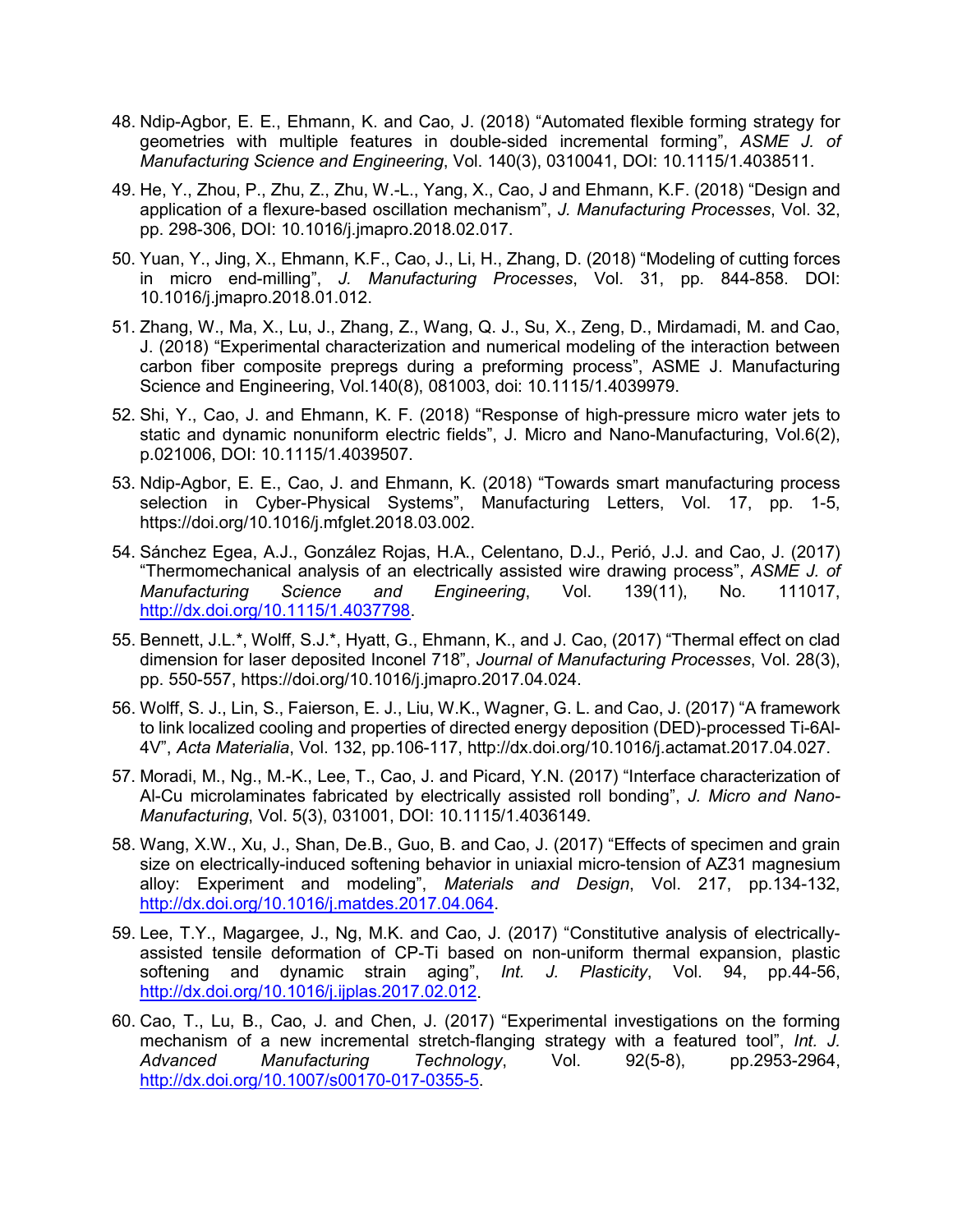48. Ndip-Agbor, E. E., Ehmann, K. and Cao, J. (2018) “Automated flexible forming strategy for geometries with multiple features in double-sided incremental forming”, *ASME J. of Manufacturing Science and Engineering*, Vol. 140(3), 0310041, DOI: 10.1115/1.4038511.

49. He, Y., Zhou, P., Zhu, Z., Zhu, W.-L., Yang, X., Cao, J and Ehmann, K.F. (2018) “Design and application of a flexure-based oscillation mechanism”, *J. Manufacturing Processes*, Vol. 32, pp. 298-306, DOI: 10.1016/j.jmapro.2018.02.017.

50. Yuan, Y., Jing, X., Ehmann, K.F., Cao, J., Li, H., Zhang, D. (2018) “Modeling of cutting forces in micro end-milling”, *J. Manufacturing Processes*, Vol. 31, pp. 844-858. DOI: 10.1016/j.jmapro.2018.01.012.

51. Zhang, W., Ma, X., Lu, J., Zhang, Z., Wang, Q. J., Su, X., Zeng, D., Mirdamadi, M. and Cao, J. (2018) “Experimental characterization and numerical modeling of the interaction between carbon fiber composite prepregs during a preforming process”, ASME J. Manufacturing Science and Engineering, Vol.140(8), 081003, doi: 10.1115/1.4039979.

52. Shi, Y., Cao, J. and Ehmann, K. F. (2018) “Response of high-pressure micro water jets to static and dynamic nonuniform electric fields”, J. Micro and Nano-Manufacturing, Vol.6(2), p.021006, DOI: 10.1115/1.4039507.

53. Ndip-Agbor, E. E., Cao, J. and Ehmann, K. (2018) “Towards smart manufacturing process selection in Cyber-Physical Systems”, Manufacturing Letters, Vol. 17, pp. 1-5, https://doi.org/10.1016/j.mfglet.2018.03.002.

54. Sánchez Egea, A.J., González Rojas, H.A., Celentano, D.J., Perió, J.J. and Cao, J. (2017) “Thermomechanical analysis of an electrically assisted wire drawing process”, *ASME J. of Manufacturing Science and Engineering*, Vol. 139(11), No. 111017, http://dx.doi.org/10.1115/1.4037798.

55. Bennett, J.L.*, Wolff, S.J.*, Hyatt, G., Ehmann, K., and J. Cao, (2017) “Thermal effect on clad dimension for laser deposited Inconel 718”, *Journal of Manufacturing Processes*, Vol. 28(3), pp. 550-557, https://doi.org/10.1016/j.jmapro.2017.04.024.

56. Wolff, S. J., Lin, S., Faierson, E. J., Liu, W.K., Wagner, G. L. and Cao, J. (2017) “A framework to link localized cooling and properties of directed energy deposition (DED)-processed Ti-6Al-4V”, *Acta Materialia*, Vol. 132, pp.106-117, http://dx.doi.org/10.1016/j.actamat.2017.04.027.

57. Moradi, M., Ng., M.-K., Lee, T., Cao, J. and Picard, Y.N. (2017) “Interface characterization of Al-Cu microlaminates fabricated by electrically assisted roll bonding”, *J. Micro and Nano-Manufacturing*, Vol. 5(3), 031001, DOI: 10.1115/1.4036149.

58. Wang, X.W., Xu, J., Shan, De.B., Guo, B. and Cao, J. (2017) “Effects of specimen and grain size on electrically-induced softening behavior in uniaxial micro-tension of AZ31 magnesium alloy: Experiment and modeling”, *Materials and Design*, Vol. 217, pp.134-132, http://dx.doi.org/10.1016/j.matdes.2017.04.064.

59. Lee, T.Y., Magargee, J., Ng, M.K. and Cao, J. (2017) “Constitutive analysis of electrically-assisted tensile deformation of CP-Ti based on non-uniform thermal expansion, plastic softening and dynamic strain aging”, *Int. J. Plasticity*, Vol. 94, pp.44-56, http://dx.doi.org/10.1016/j.ijplas.2017.02.012.

60. Cao, T., Lu, B., Cao, J. and Chen, J. (2017) “Experimental investigations on the forming mechanism of a new incremental stretch-flanging strategy with a featured tool”, *Int. J. Advanced Manufacturing Technology*, Vol. 92(5-8), pp.2953-2964, http://dx.doi.org/10.1007/s00170-017-0355-5.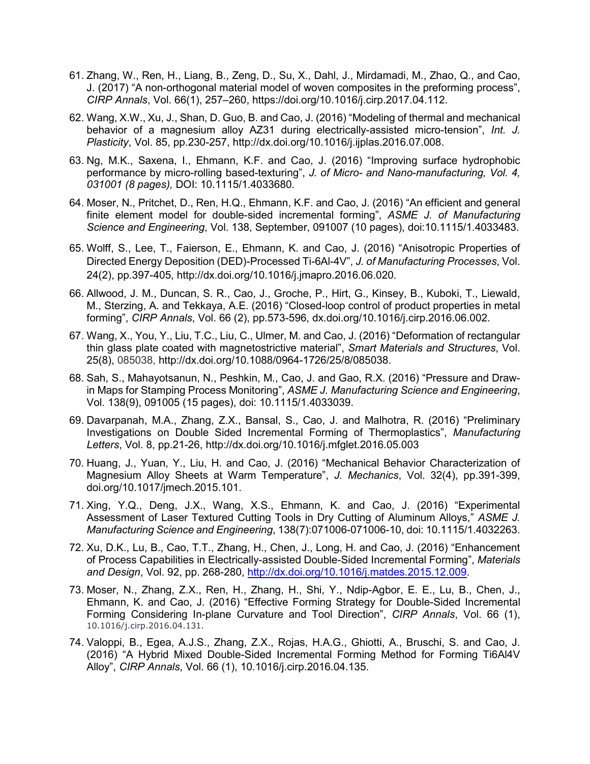61. Zhang, W., Ren, H., Liang, B., Zeng, D., Su, X., Dahl, J., Mirdamadi, M., Zhao, Q., and Cao, J. (2017) "A non-orthogonal material model of woven composites in the preforming process", *CIRP Annals*, Vol. 66(1), 257–260, https://doi.org/10.1016/j.cirp.2017.04.112.

62. Wang, X.W., Xu, J., Shan, D. Guo, B. and Cao, J. (2016) "Modeling of thermal and mechanical behavior of a magnesium alloy AZ31 during electrically-assisted micro-tension", *Int. J. Plasticity*, Vol. 85, pp.230-257, http://dx.doi.org/10.1016/j.ijplas.2016.07.008.

63. Ng, M.K., Saxena, I., Ehmann, K.F. and Cao, J. (2016) "Improving surface hydrophobic performance by micro-rolling based-texturing", *J. of Micro- and Nano-manufacturing, Vol. 4, 031001 (8 pages),* DOI: 10.1115/1.4033680.

64. Moser, N., Pritchet, D., Ren, H.Q., Ehmann, K.F. and Cao, J. (2016) "An efficient and general finite element model for double-sided incremental forming", *ASME J. of Manufacturing Science and Engineering*, Vol. 138, September, 091007 (10 pages), doi:10.1115/1.4033483.

65. Wolff, S., Lee, T., Faierson, E., Ehmann, K. and Cao, J. (2016) "Anisotropic Properties of Directed Energy Deposition (DED)-Processed Ti-6Al-4V", *J. of Manufacturing Processes*, Vol. 24(2), pp.397-405, http://dx.doi.org/10.1016/j.jmapro.2016.06.020.

66. Allwood, J. M., Duncan, S. R., Cao, J., Groche, P., Hirt, G., Kinsey, B., Kuboki, T., Liewald, M., Sterzing, A. and Tekkaya, A.E. (2016) "Closed-loop control of product properties in metal forming", *CIRP Annals*, Vol. 66 (2), pp.573-596, dx.doi.org/10.1016/j.cirp.2016.06.002.

67. Wang, X., You, Y., Liu, T.C., Liu, C., Ulmer, M. and Cao, J. (2016) "Deformation of rectangular thin glass plate coated with magnetostrictive material", *Smart Materials and Structures*, Vol. 25(8), 085038, http://dx.doi.org/10.1088/0964-1726/25/8/085038.

68. Sah, S., Mahayotsanun, N., Peshkin, M., Cao, J. and Gao, R.X. (2016) "Pressure and Draw-in Maps for Stamping Process Monitoring", *ASME J. Manufacturing Science and Engineering*, Vol. 138(9), 091005 (15 pages), doi: 10.1115/1.4033039.

69. Davarpanah, M.A., Zhang, Z.X., Bansal, S., Cao, J. and Malhotra, R. (2016) "Preliminary Investigations on Double Sided Incremental Forming of Thermoplastics", *Manufacturing Letters*, Vol. 8, pp.21-26, http://dx.doi.org/10.1016/j.mfglet.2016.05.003

70. Huang, J., Yuan, Y., Liu, H. and Cao, J. (2016) "Mechanical Behavior Characterization of Magnesium Alloy Sheets at Warm Temperature", *J. Mechanics*, Vol. 32(4), pp.391-399, doi.org/10.1017/jmech.2015.101.

71. Xing, Y.Q., Deng, J.X., Wang, X.S., Ehmann, K. and Cao, J. (2016) "Experimental Assessment of Laser Textured Cutting Tools in Dry Cutting of Aluminum Alloys," *ASME J. Manufacturing Science and Engineering*, 138(7):071006-071006-10, doi: 10.1115/1.4032263.

72. Xu, D.K., Lu, B., Cao, T.T., Zhang, H., Chen, J., Long, H. and Cao, J. (2016) "Enhancement of Process Capabilities in Electrically-assisted Double-Sided Incremental Forming", *Materials and Design*, Vol. 92, pp. 268-280, http://dx.doi.org/10.1016/j.matdes.2015.12.009.

73. Moser, N., Zhang, Z.X., Ren, H., Zhang, H., Shi, Y., Ndip-Agbor, E. E., Lu, B., Chen, J., Ehmann, K. and Cao, J. (2016) "Effective Forming Strategy for Double-Sided Incremental Forming Considering In-plane Curvature and Tool Direction", *CIRP Annals*, Vol. 66 (1), 10.1016/j.cirp.2016.04.131.

74. Valoppi, B., Egea, A.J.S., Zhang, Z.X., Rojas, H.A.G., Ghiotti, A., Bruschi, S. and Cao, J. (2016) "A Hybrid Mixed Double-Sided Incremental Forming Method for Forming Ti6Al4V Alloy", *CIRP Annals*, Vol. 66 (1), 10.1016/j.cirp.2016.04.135.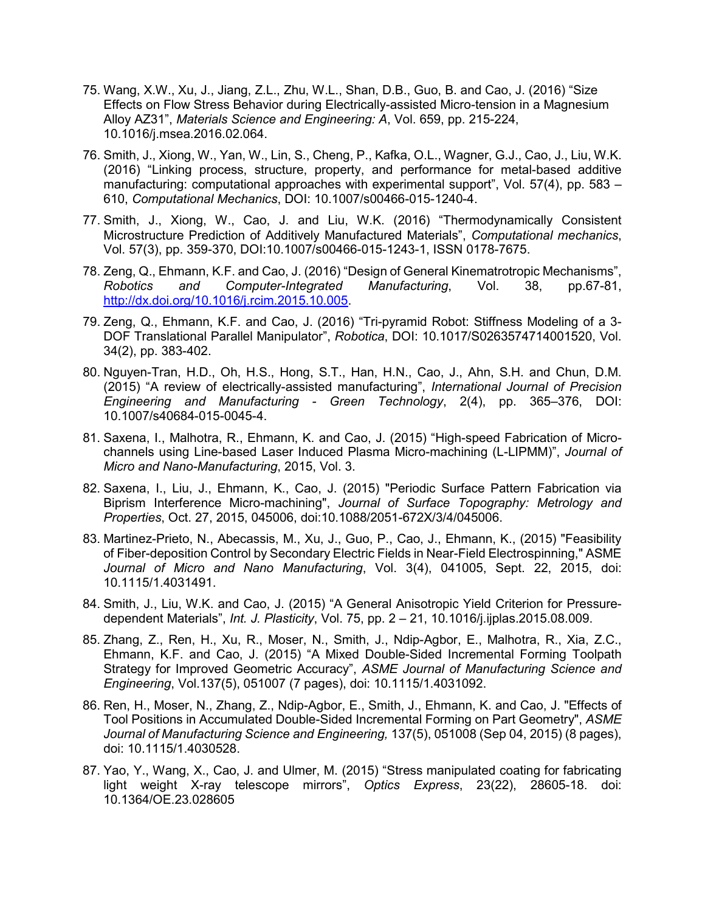75. Wang, X.W., Xu, J., Jiang, Z.L., Zhu, W.L., Shan, D.B., Guo, B. and Cao, J. (2016) "Size Effects on Flow Stress Behavior during Electrically-assisted Micro-tension in a Magnesium Alloy AZ31", *Materials Science and Engineering: A*, Vol. 659, pp. 215-224, 10.1016/j.msea.2016.02.064.

76. Smith, J., Xiong, W., Yan, W., Lin, S., Cheng, P., Kafka, O.L., Wagner, G.J., Cao, J., Liu, W.K. (2016) "Linking process, structure, property, and performance for metal-based additive manufacturing: computational approaches with experimental support", Vol. 57(4), pp. 583 – 610, *Computational Mechanics*, DOI: 10.1007/s00466-015-1240-4.

77. Smith, J., Xiong, W., Cao, J. and Liu, W.K. (2016) "Thermodynamically Consistent Microstructure Prediction of Additively Manufactured Materials", *Computational mechanics*, Vol. 57(3), pp. 359-370, DOI:10.1007/s00466-015-1243-1, ISSN 0178-7675.

78. Zeng, Q., Ehmann, K.F. and Cao, J. (2016) "Design of General Kinematotropic Mechanisms", *Robotics and Computer-Integrated Manufacturing*, Vol. 38, pp.67-81, http://dx.doi.org/10.1016/j.rcim.2015.10.005.

79. Zeng, Q., Ehmann, K.F. and Cao, J. (2016) "Tri-pyramid Robot: Stiffness Modeling of a 3-DOF Translational Parallel Manipulator", *Robotica*, DOI: 10.1017/S0263574714001520, Vol. 34(2), pp. 383-402.

80. Nguyen-Tran, H.D., Oh, H.S., Hong, S.T., Han, H.N., Cao, J., Ahn, S.H. and Chun, D.M. (2015) "A review of electrically-assisted manufacturing", *International Journal of Precision Engineering and Manufacturing - Green Technology*, 2(4), pp. 365–376, DOI: 10.1007/s40684-015-0045-4.

81. Saxena, I., Malhotra, R., Ehmann, K. and Cao, J. (2015) "High-speed Fabrication of Micro-channels using Line-based Laser Induced Plasma Micro-machining (L-LIPMM)", *Journal of Micro and Nano-Manufacturing*, 2015, Vol. 3.

82. Saxena, I., Liu, J., Ehmann, K., Cao, J. (2015) "Periodic Surface Pattern Fabrication via Biprism Interference Micro-machining", *Journal of Surface Topography: Metrology and Properties*, Oct. 27, 2015, 045006, doi:10.1088/2051-672X/3/4/045006.

83. Martinez-Prieto, N., Abecassis, M., Xu, J., Guo, P., Cao, J., Ehmann, K., (2015) "Feasibility of Fiber-deposition Control by Secondary Electric Fields in Near-Field Electrospinning," ASME *Journal of Micro and Nano Manufacturing*, Vol. 3(4), 041005, Sept. 22, 2015, doi: 10.1115/1.4031491.

84. Smith, J., Liu, W.K. and Cao, J. (2015) "A General Anisotropic Yield Criterion for Pressure-dependent Materials", *Int. J. Plasticity*, Vol. 75, pp. 2 – 21, 10.1016/j.ijplas.2015.08.009.

85. Zhang, Z., Ren, H., Xu, R., Moser, N., Smith, J., Ndip-Agbor, E., Malhotra, R., Xia, Z.C., Ehmann, K.F. and Cao, J. (2015) "A Mixed Double-Sided Incremental Forming Toolpath Strategy for Improved Geometric Accuracy", *ASME Journal of Manufacturing Science and Engineering*, Vol.137(5), 051007 (7 pages), doi: 10.1115/1.4031092.

86. Ren, H., Moser, N., Zhang, Z., Ndip-Agbor, E., Smith, J., Ehmann, K. and Cao, J. "Effects of Tool Positions in Accumulated Double-Sided Incremental Forming on Part Geometry", *ASME Journal of Manufacturing Science and Engineering,* 137(5), 051008 (Sep 04, 2015) (8 pages), doi: 10.1115/1.4030528.

87. Yao, Y., Wang, X., Cao, J. and Ulmer, M. (2015) "Stress manipulated coating for fabricating light weight X-ray telescope mirrors", *Optics Express*, 23(22), 28605-18. doi: 10.1364/OE.23.028605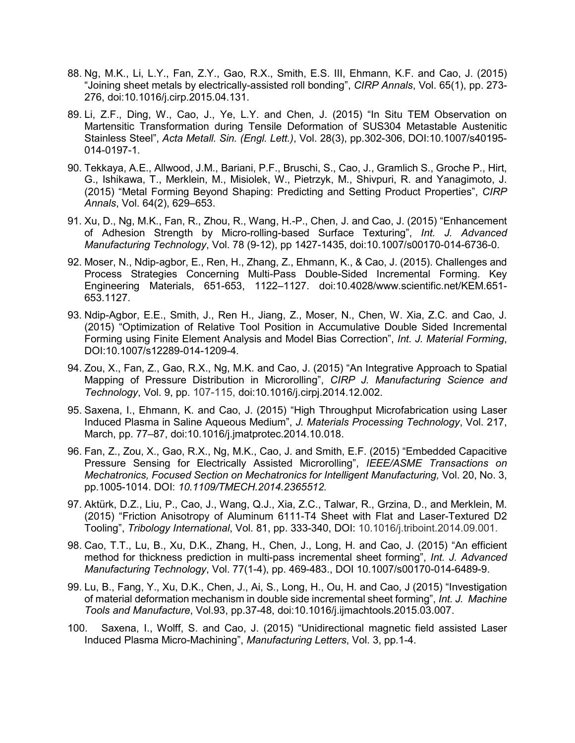88. Ng, M.K., Li, L.Y., Fan, Z.Y., Gao, R.X., Smith, E.S. III, Ehmann, K.F. and Cao, J. (2015) "Joining sheet metals by electrically-assisted roll bonding", *CIRP Annals*, Vol. 65(1), pp. 273-276, doi:10.1016/j.cirp.2015.04.131.

89. Li, Z.F., Ding, W., Cao, J., Ye, L.Y. and Chen, J. (2015) "In Situ TEM Observation on Martensitic Transformation during Tensile Deformation of SUS304 Metastable Austenitic Stainless Steel", *Acta Metall. Sin. (Engl. Lett.)*, Vol. 28(3), pp.302-306, DOI:10.1007/s40195-014-0197-1.

90. Tekkaya, A.E., Allwood, J.M., Bariani, P.F., Bruschi, S., Cao, J., Gramlich S., Groche P., Hirt, G., Ishikawa, T., Merklein, M., Misiolek, W., Pietrzyk, M., Shivpuri, R. and Yanagimoto, J. (2015) "Metal Forming Beyond Shaping: Predicting and Setting Product Properties", *CIRP Annals*, Vol. 64(2), 629–653.

91. Xu, D., Ng, M.K., Fan, R., Zhou, R., Wang, H.-P., Chen, J. and Cao, J. (2015) "Enhancement of Adhesion Strength by Micro-rolling-based Surface Texturing", *Int. J. Advanced Manufacturing Technology*, Vol. 78 (9-12), pp 1427-1435, doi:10.1007/s00170-014-6736-0.

92. Moser, N., Ndip-agbor, E., Ren, H., Zhang, Z., Ehmann, K., & Cao, J. (2015). Challenges and Process Strategies Concerning Multi-Pass Double-Sided Incremental Forming. Key Engineering Materials, 651-653, 1122–1127. doi:10.4028/www.scientific.net/KEM.651-653.1127.

93. Ndip-Agbor, E.E., Smith, J., Ren H., Jiang, Z., Moser, N., Chen, W. Xia, Z.C. and Cao, J. (2015) "Optimization of Relative Tool Position in Accumulative Double Sided Incremental Forming using Finite Element Analysis and Model Bias Correction", *Int. J. Material Forming*, DOI:10.1007/s12289-014-1209-4.

94. Zou, X., Fan, Z., Gao, R.X., Ng, M.K. and Cao, J. (2015) "An Integrative Approach to Spatial Mapping of Pressure Distribution in Microrolling", *CIRP J. Manufacturing Science and Technology*, Vol. 9, pp. 107-115, doi:10.1016/j.cirpj.2014.12.002.

95. Saxena, I., Ehmann, K. and Cao, J. (2015) "High Throughput Microfabrication using Laser Induced Plasma in Saline Aqueous Medium", *J. Materials Processing Technology*, Vol. 217, March, pp. 77–87, doi:10.1016/j.jmatprotec.2014.10.018.

96. Fan, Z., Zou, X., Gao, R.X., Ng, M.K., Cao, J. and Smith, E.F. (2015) "Embedded Capacitive Pressure Sensing for Electrically Assisted Microrolling", *IEEE/ASME Transactions on Mechatronics, Focused Section on Mechatronics for Intelligent Manufacturing,* Vol. 20, No. 3, pp.1005-1014. DOI: *10.1109/TMECH.2014.2365512.*

97. Aktürk, D.Z., Liu, P., Cao, J., Wang, Q.J., Xia, Z.C., Talwar, R., Grzina, D., and Merklein, M. (2015) "Friction Anisotropy of Aluminum 6111-T4 Sheet with Flat and Laser-Textured D2 Tooling", *Tribology International*, Vol. 81, pp. 333-340, DOI: 10.1016/j.triboint.2014.09.001.

98. Cao, T.T., Lu, B., Xu, D.K., Zhang, H., Chen, J., Long, H. and Cao, J. (2015) "An efficient method for thickness prediction in multi-pass incremental sheet forming", *Int. J. Advanced Manufacturing Technology*, Vol. 77(1-4), pp. 469-483., DOI 10.1007/s00170-014-6489-9.

99. Lu, B., Fang, Y., Xu, D.K., Chen, J., Ai, S., Long, H., Ou, H. and Cao, J (2015) "Investigation of material deformation mechanism in double side incremental sheet forming", *Int. J. Machine Tools and Manufacture*, Vol.93, pp.37-48, doi:10.1016/j.ijmachtools.2015.03.007.

100. Saxena, I., Wolff, S. and Cao, J. (2015) "Unidirectional magnetic field assisted Laser Induced Plasma Micro-Machining", *Manufacturing Letters*, Vol. 3, pp.1-4.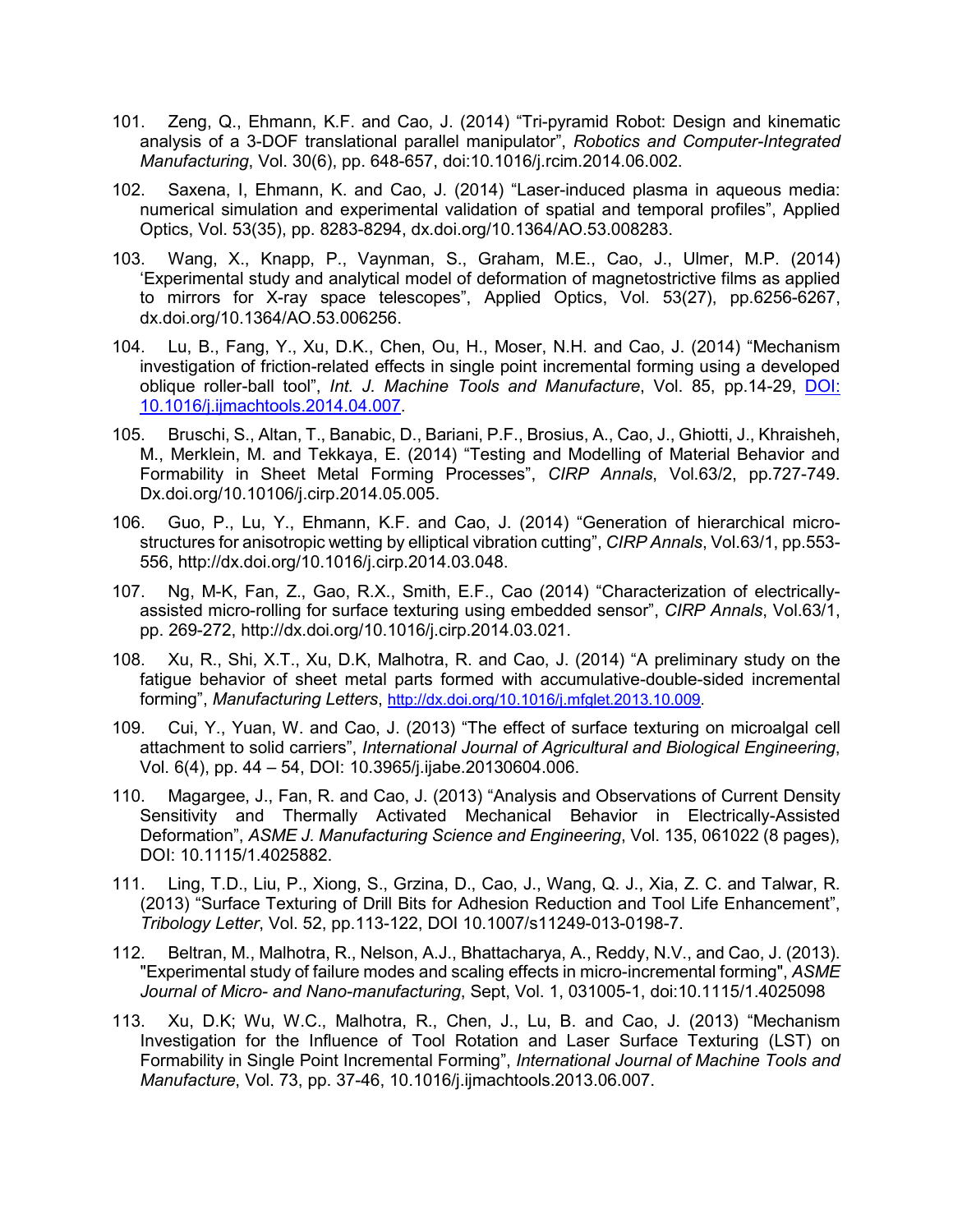101. Zeng, Q., Ehmann, K.F. and Cao, J. (2014) "Tri-pyramid Robot: Design and kinematic analysis of a 3-DOF translational parallel manipulator", *Robotics and Computer-Integrated Manufacturing*, Vol. 30(6), pp. 648-657, doi:10.1016/j.rcim.2014.06.002.

102. Saxena, I, Ehmann, K. and Cao, J. (2014) "Laser-induced plasma in aqueous media: numerical simulation and experimental validation of spatial and temporal profiles", Applied Optics, Vol. 53(35), pp. 8283-8294, dx.doi.org/10.1364/AO.53.008283.

103. Wang, X., Knapp, P., Vaynman, S., Graham, M.E., Cao, J., Ulmer, M.P. (2014) 'Experimental study and analytical model of deformation of magnetostrictive films as applied to mirrors for X-ray space telescopes", Applied Optics, Vol. 53(27), pp.6256-6267, dx.doi.org/10.1364/AO.53.006256.

104. Lu, B., Fang, Y., Xu, D.K., Chen, Ou, H., Moser, N.H. and Cao, J. (2014) "Mechanism investigation of friction-related effects in single point incremental forming using a developed oblique roller-ball tool", *Int. J. Machine Tools and Manufacture*, Vol. 85, pp.14-29, DOI: 10.1016/j.ijmachtools.2014.04.007.

105. Bruschi, S., Altan, T., Banabic, D., Bariani, P.F., Brosius, A., Cao, J., Ghiotti, J., Khraisheh, M., Merklein, M. and Tekkaya, E. (2014) "Testing and Modelling of Material Behavior and Formability in Sheet Metal Forming Processes", *CIRP Annals*, Vol.63/2, pp.727-749. Dx.doi.org/10.10106/j.cirp.2014.05.005.

106. Guo, P., Lu, Y., Ehmann, K.F. and Cao, J. (2014) "Generation of hierarchical micro-structures for anisotropic wetting by elliptical vibration cutting", *CIRP Annals*, Vol.63/1, pp.553-556, http://dx.doi.org/10.1016/j.cirp.2014.03.048.

107. Ng, M-K, Fan, Z., Gao, R.X., Smith, E.F., Cao (2014) "Characterization of electrically-assisted micro-rolling for surface texturing using embedded sensor", *CIRP Annals*, Vol.63/1, pp. 269-272, http://dx.doi.org/10.1016/j.cirp.2014.03.021.

108. Xu, R., Shi, X.T., Xu, D.K, Malhotra, R. and Cao, J. (2014) "A preliminary study on the fatigue behavior of sheet metal parts formed with accumulative-double-sided incremental forming", *Manufacturing Letters*, http://dx.doi.org/10.1016/j.mfglet.2013.10.009.

109. Cui, Y., Yuan, W. and Cao, J. (2013) "The effect of surface texturing on microalgal cell attachment to solid carriers", *International Journal of Agricultural and Biological Engineering*, Vol. 6(4), pp. 44 – 54, DOI: 10.3965/j.ijabe.20130604.006.

110. Magargee, J., Fan, R. and Cao, J. (2013) "Analysis and Observations of Current Density Sensitivity and Thermally Activated Mechanical Behavior in Electrically-Assisted Deformation", *ASME J. Manufacturing Science and Engineering*, Vol. 135, 061022 (8 pages), DOI: 10.1115/1.4025882.

111. Ling, T.D., Liu, P., Xiong, S., Grzina, D., Cao, J., Wang, Q. J., Xia, Z. C. and Talwar, R. (2013) "Surface Texturing of Drill Bits for Adhesion Reduction and Tool Life Enhancement", *Tribology Letter*, Vol. 52, pp.113-122, DOI 10.1007/s11249-013-0198-7.

112. Beltran, M., Malhotra, R., Nelson, A.J., Bhattacharya, A., Reddy, N.V., and Cao, J. (2013). "Experimental study of failure modes and scaling effects in micro-incremental forming", *ASME Journal of Micro- and Nano-manufacturing*, Sept, Vol. 1, 031005-1, doi:10.1115/1.4025098

113. Xu, D.K; Wu, W.C., Malhotra, R., Chen, J., Lu, B. and Cao, J. (2013) "Mechanism Investigation for the Influence of Tool Rotation and Laser Surface Texturing (LST) on Formability in Single Point Incremental Forming", *International Journal of Machine Tools and Manufacture*, Vol. 73, pp. 37-46, 10.1016/j.ijmachtools.2013.06.007.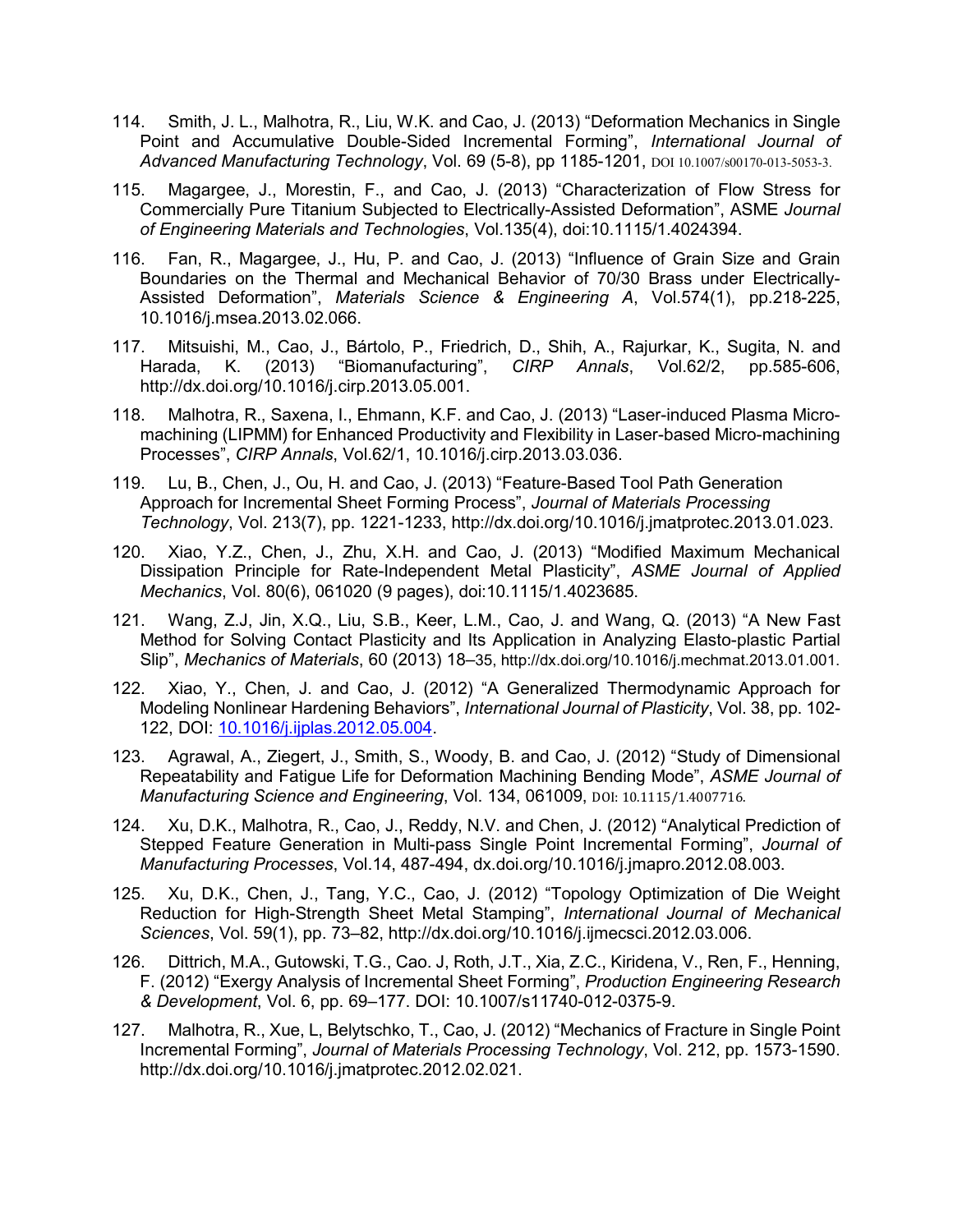114. Smith, J. L., Malhotra, R., Liu, W.K. and Cao, J. (2013) "Deformation Mechanics in Single Point and Accumulative Double-Sided Incremental Forming", *International Journal of Advanced Manufacturing Technology*, Vol. 69 (5-8), pp 1185-1201, DOI 10.1007/s00170-013-5053-3.

115. Magargee, J., Morestin, F., and Cao, J. (2013) "Characterization of Flow Stress for Commercially Pure Titanium Subjected to Electrically-Assisted Deformation", ASME *Journal of Engineering Materials and Technologies*, Vol.135(4), doi:10.1115/1.4024394.

116. Fan, R., Magargee, J., Hu, P. and Cao, J. (2013) "Influence of Grain Size and Grain Boundaries on the Thermal and Mechanical Behavior of 70/30 Brass under Electrically-Assisted Deformation", *Materials Science & Engineering A*, Vol.574(1), pp.218-225, 10.1016/j.msea.2013.02.066.

117. Mitsuishi, M., Cao, J., Bártolo, P., Friedrich, D., Shih, A., Rajurkar, K., Sugita, N. and Harada, K. (2013) "Biomanufacturing", *CIRP Annals*, Vol.62/2, pp.585-606, http://dx.doi.org/10.1016/j.cirp.2013.05.001.

118. Malhotra, R., Saxena, I., Ehmann, K.F. and Cao, J. (2013) "Laser-induced Plasma Micro-machining (LIPMM) for Enhanced Productivity and Flexibility in Laser-based Micro-machining Processes", *CIRP Annals*, Vol.62/1, 10.1016/j.cirp.2013.03.036.

119. Lu, B., Chen, J., Ou, H. and Cao, J. (2013) "Feature-Based Tool Path Generation Approach for Incremental Sheet Forming Process", *Journal of Materials Processing Technology*, Vol. 213(7), pp. 1221-1233, http://dx.doi.org/10.1016/j.jmatprotec.2013.01.023.

120. Xiao, Y.Z., Chen, J., Zhu, X.H. and Cao, J. (2013) "Modified Maximum Mechanical Dissipation Principle for Rate-Independent Metal Plasticity", *ASME Journal of Applied Mechanics*, Vol. 80(6), 061020 (9 pages), doi:10.1115/1.4023685.

121. Wang, Z.J, Jin, X.Q., Liu, S.B., Keer, L.M., Cao, J. and Wang, Q. (2013) "A New Fast Method for Solving Contact Plasticity and Its Application in Analyzing Elasto-plastic Partial Slip", *Mechanics of Materials*, 60 (2013) 18–35, http://dx.doi.org/10.1016/j.mechmat.2013.01.001.

122. Xiao, Y., Chen, J. and Cao, J. (2012) "A Generalized Thermodynamic Approach for Modeling Nonlinear Hardening Behaviors", *International Journal of Plasticity*, Vol. 38, pp. 102-122, DOI: 10.1016/j.ijplas.2012.05.004.

123. Agrawal, A., Ziegert, J., Smith, S., Woody, B. and Cao, J. (2012) "Study of Dimensional Repeatability and Fatigue Life for Deformation Machining Bending Mode", *ASME Journal of Manufacturing Science and Engineering*, Vol. 134, 061009, DOI: 10.1115/1.4007716.

124. Xu, D.K., Malhotra, R., Cao, J., Reddy, N.V. and Chen, J. (2012) "Analytical Prediction of Stepped Feature Generation in Multi-pass Single Point Incremental Forming", *Journal of Manufacturing Processes*, Vol.14, 487-494, dx.doi.org/10.1016/j.jmapro.2012.08.003.

125. Xu, D.K., Chen, J., Tang, Y.C., Cao, J. (2012) "Topology Optimization of Die Weight Reduction for High-Strength Sheet Metal Stamping", *International Journal of Mechanical Sciences*, Vol. 59(1), pp. 73–82, http://dx.doi.org/10.1016/j.ijmecsci.2012.03.006.

126. Dittrich, M.A., Gutowski, T.G., Cao. J, Roth, J.T., Xia, Z.C., Kiridena, V., Ren, F., Henning, F. (2012) "Exergy Analysis of Incremental Sheet Forming", *Production Engineering Research & Development*, Vol. 6, pp. 69–177. DOI: 10.1007/s11740-012-0375-9.

127. Malhotra, R., Xue, L, Belytschko, T., Cao, J. (2012) "Mechanics of Fracture in Single Point Incremental Forming", *Journal of Materials Processing Technology*, Vol. 212, pp. 1573-1590. http://dx.doi.org/10.1016/j.jmatprotec.2012.02.021.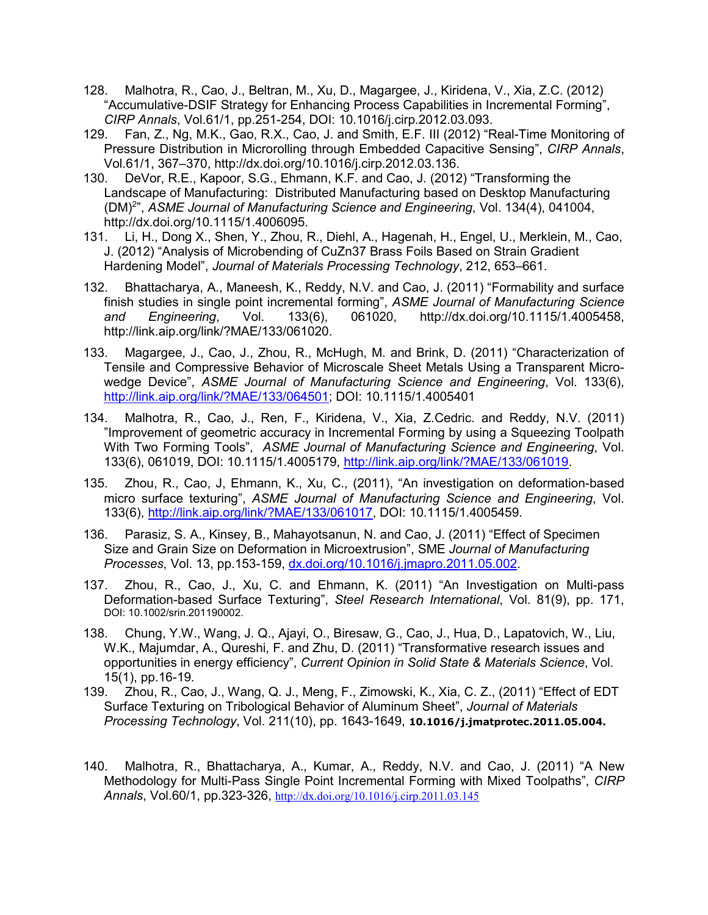128. Malhotra, R., Cao, J., Beltran, M., Xu, D., Magargee, J., Kiridena, V., Xia, Z.C. (2012) "Accumulative-DSIF Strategy for Enhancing Process Capabilities in Incremental Forming", *CIRP Annals*, Vol.61/1, pp.251-254, DOI: 10.1016/j.cirp.2012.03.093.

129. Fan, Z., Ng, M.K., Gao, R.X., Cao, J. and Smith, E.F. III (2012) "Real-Time Monitoring of Pressure Distribution in Microrolling through Embedded Capacitive Sensing", *CIRP Annals*, Vol.61/1, 367–370, http://dx.doi.org/10.1016/j.cirp.2012.03.136.

130. DeVor, R.E., Kapoor, S.G., Ehmann, K.F. and Cao, J. (2012) "Transforming the Landscape of Manufacturing: Distributed Manufacturing based on Desktop Manufacturing $(DM)^2$", *ASME Journal of Manufacturing Science and Engineering*, Vol. 134(4), 041004, http://dx.doi.org/10.1115/1.4006095.

131. Li, H., Dong X., Shen, Y., Zhou, R., Diehl, A., Hagenah, H., Engel, U., Merklein, M., Cao, J. (2012) "Analysis of Microbending of CuZn37 Brass Foils Based on Strain Gradient Hardening Model", *Journal of Materials Processing Technology*, 212, 653–661.

132. Bhattacharya, A., Maneesh, K., Reddy, N.V. and Cao, J. (2011) "Formability and surface finish studies in single point incremental forming", *ASME Journal of Manufacturing Science and Engineering*, Vol. 133(6), 061020, http://dx.doi.org/10.1115/1.4005458, http://link.aip.org/link/?MAE/133/061020.

133. Magargee, J., Cao, J., Zhou, R., McHugh, M. and Brink, D. (2011) "Characterization of Tensile and Compressive Behavior of Microscale Sheet Metals Using a Transparent Micro-wedge Device", *ASME Journal of Manufacturing Science and Engineering*, Vol. 133(6), http://link.aip.org/link/?MAE/133/064501; DOI: 10.1115/1.4005401

134. Malhotra, R., Cao, J., Ren, F., Kiridena, V., Xia, Z.Cedric. and Reddy, N.V. (2011) "Improvement of geometric accuracy in Incremental Forming by using a Squeezing Toolpath With Two Forming Tools", *ASME Journal of Manufacturing Science and Engineering*, Vol. 133(6), 061019, DOI: 10.1115/1.4005179, http://link.aip.org/link/?MAE/133/061019.

135. Zhou, R., Cao, J, Ehmann, K., Xu, C., (2011), "An investigation on deformation-based micro surface texturing", *ASME Journal of Manufacturing Science and Engineering*, Vol. 133(6), http://link.aip.org/link/?MAE/133/061017, DOI: 10.1115/1.4005459.

136. Parasiz, S. A., Kinsey, B., Mahayotsanun, N. and Cao, J. (2011) "Effect of Specimen Size and Grain Size on Deformation in Microextrusion", SME *Journal of Manufacturing Processes*, Vol. 13, pp.153-159, dx.doi.org/10.1016/j.jmapro.2011.05.002.

137. Zhou, R., Cao, J., Xu, C. and Ehmann, K. (2011) "An Investigation on Multi-pass Deformation-based Surface Texturing", *Steel Research International*, Vol. 81(9), pp. 171, DOI: 10.1002/srin.201190002.

138. Chung, Y.W., Wang, J. Q., Ajayi, O., Biresaw, G., Cao, J., Hua, D., Lapatovich, W., Liu, W.K., Majumdar, A., Qureshi, F. and Zhu, D. (2011) "Transformative research issues and opportunities in energy efficiency", *Current Opinion in Solid State & Materials Science*, Vol. 15(1), pp.16-19.

139. Zhou, R., Cao, J., Wang, Q. J., Meng, F., Zimowski, K., Xia, C. Z., (2011) "Effect of EDT Surface Texturing on Tribological Behavior of Aluminum Sheet", *Journal of Materials Processing Technology*, Vol. 211(10), pp. 1643-1649, **10.1016/j.jmatprotec.2011.05.004.**

140. Malhotra, R., Bhattacharya, A., Kumar, A., Reddy, N.V. and Cao, J. (2011) "A New Methodology for Multi-Pass Single Point Incremental Forming with Mixed Toolpaths", *CIRP Annals*, Vol.60/1, pp.323-326, http://dx.doi.org/10.1016/j.cirp.2011.03.145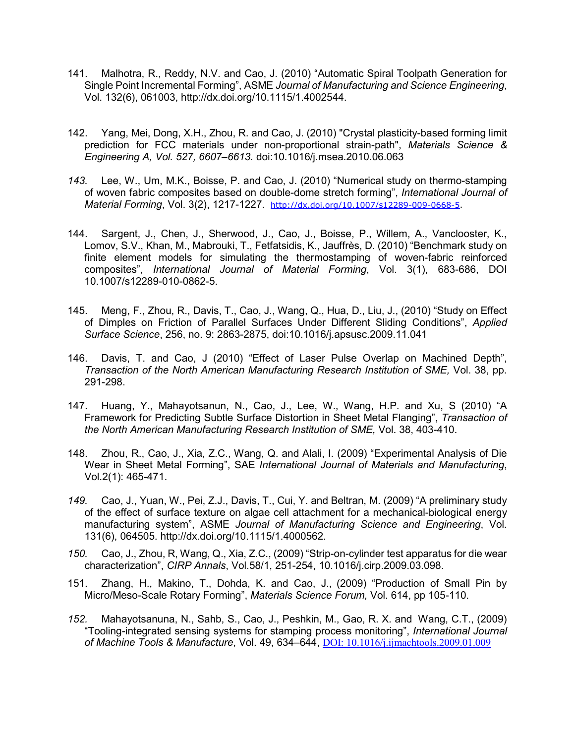141. Malhotra, R., Reddy, N.V. and Cao, J. (2010) “Automatic Spiral Toolpath Generation for Single Point Incremental Forming”, ASME *Journal of Manufacturing and Science Engineering*, Vol. 132(6), 061003, http://dx.doi.org/10.1115/1.4002544.

142. Yang, Mei, Dong, X.H., Zhou, R. and Cao, J. (2010) "Crystal plasticity-based forming limit prediction for FCC materials under non-proportional strain-path", *Materials Science & Engineering A, Vol. 527, 6607–6613.* doi:10.1016/j.msea.2010.06.063

*143.* Lee, W., Um, M.K., Boisse, P. and Cao, J. (2010) “Numerical study on thermo-stamping of woven fabric composites based on double-dome stretch forming”, *International Journal of Material Forming*, Vol. 3(2), 1217-1227. http://dx.doi.org/10.1007/s12289-009-0668-5.

144. Sargent, J., Chen, J., Sherwood, J., Cao, J., Boisse, P., Willem, A., Vanclooster, K., Lomov, S.V., Khan, M., Mabrouki, T., Fetfatsidis, K., Jauffrès, D. (2010) “Benchmark study on finite element models for simulating the thermostamping of woven-fabric reinforced composites”, *International Journal of Material Forming*, Vol. 3(1), 683-686, DOI 10.1007/s12289-010-0862-5.

145. Meng, F., Zhou, R., Davis, T., Cao, J., Wang, Q., Hua, D., Liu, J., (2010) “Study on Effect of Dimples on Friction of Parallel Surfaces Under Different Sliding Conditions”, *Applied Surface Science*, 256, no. 9: 2863-2875, doi:10.1016/j.apsusc.2009.11.041

146. Davis, T. and Cao, J (2010) “Effect of Laser Pulse Overlap on Machined Depth”, *Transaction of the North American Manufacturing Research Institution of SME,* Vol. 38, pp. 291-298.

147. Huang, Y., Mahayotsanun, N., Cao, J., Lee, W., Wang, H.P. and Xu, S (2010) “A Framework for Predicting Subtle Surface Distortion in Sheet Metal Flanging”, *Transaction of the North American Manufacturing Research Institution of SME,* Vol. 38, 403-410.

148. Zhou, R., Cao, J., Xia, Z.C., Wang, Q. and Alali, I. (2009) “Experimental Analysis of Die Wear in Sheet Metal Forming”, SAE *International Journal of Materials and Manufacturing*, Vol.2(1): 465-471.

*149.* Cao, J., Yuan, W., Pei, Z.J., Davis, T., Cui, Y. and Beltran, M. (2009) “A preliminary study of the effect of surface texture on algae cell attachment for a mechanical-biological energy manufacturing system”, ASME *Journal of Manufacturing Science and Engineering*, Vol. 131(6), 064505. http://dx.doi.org/10.1115/1.4000562.

*150.* Cao, J., Zhou, R, Wang, Q., Xia, Z.C., (2009) “Strip-on-cylinder test apparatus for die wear characterization”, *CIRP Annals*, Vol.58/1, 251-254, 10.1016/j.cirp.2009.03.098.

151. Zhang, H., Makino, T., Dohda, K. and Cao, J., (2009) “Production of Small Pin by Micro/Meso-Scale Rotary Forming”, *Materials Science Forum,* Vol. 614, pp 105-110.

*152.* Mahayotsanuna, N., Sahb, S., Cao, J., Peshkin, M., Gao, R. X. and Wang, C.T., (2009) “Tooling-integrated sensing systems for stamping process monitoring”, *International Journal of Machine Tools & Manufacture*, Vol. 49, 634–644, DOI: 10.1016/j.ijmachtools.2009.01.009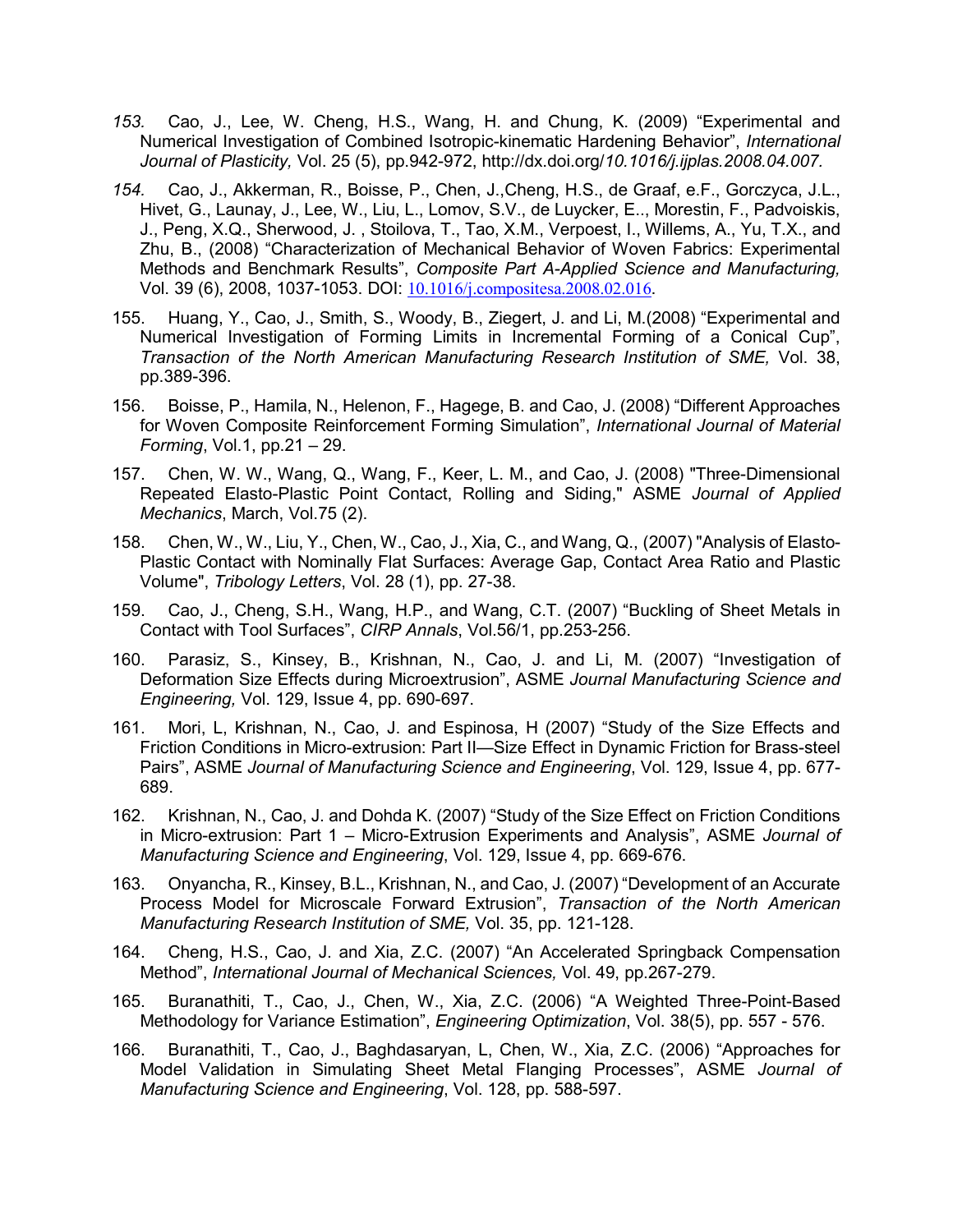153. Cao, J., Lee, W. Cheng, H.S., Wang, H. and Chung, K. (2009) “Experimental and Numerical Investigation of Combined Isotropic-kinematic Hardening Behavior”, *International Journal of Plasticity,* Vol. 25 (5), pp.942-972, http://dx.doi.org/*10.1016/j.ijplas.2008.04.007.*

154. Cao, J., Akkerman, R., Boisse, P., Chen, J.,Cheng, H.S., de Graaf, e.F., Gorczyca, J.L., Hivet, G., Launay, J., Lee, W., Liu, L., Lomov, S.V., de Luycker, E.., Morestin, F., Padvoiskis, J., Peng, X.Q., Sherwood, J. , Stoilova, T., Tao, X.M., Verpoest, I., Willems, A., Yu, T.X., and Zhu, B., (2008) “Characterization of Mechanical Behavior of Woven Fabrics: Experimental Methods and Benchmark Results”, *Composite Part A-Applied Science and Manufacturing,* Vol. 39 (6), 2008, 1037-1053. DOI: 10.1016/j.compositesa.2008.02.016.

155. Huang, Y., Cao, J., Smith, S., Woody, B., Ziegert, J. and Li, M.(2008) “Experimental and Numerical Investigation of Forming Limits in Incremental Forming of a Conical Cup”, *Transaction of the North American Manufacturing Research Institution of SME,* Vol. 38, pp.389-396.

156. Boisse, P., Hamila, N., Helenon, F., Hagege, B. and Cao, J. (2008) “Different Approaches for Woven Composite Reinforcement Forming Simulation”, *International Journal of Material Forming*, Vol.1, pp.21 – 29.

157. Chen, W. W., Wang, Q., Wang, F., Keer, L. M., and Cao, J. (2008) "Three-Dimensional Repeated Elasto-Plastic Point Contact, Rolling and Siding," ASME *Journal of Applied Mechanics*, March, Vol.75 (2).

158. Chen, W., W., Liu, Y., Chen, W., Cao, J., Xia, C., and Wang, Q., (2007) "Analysis of Elasto-Plastic Contact with Nominally Flat Surfaces: Average Gap, Contact Area Ratio and Plastic Volume", *Tribology Letters*, Vol. 28 (1), pp. 27-38.

159. Cao, J., Cheng, S.H., Wang, H.P., and Wang, C.T. (2007) “Buckling of Sheet Metals in Contact with Tool Surfaces”, *CIRP Annals*, Vol.56/1, pp.253-256.

160. Parasiz, S., Kinsey, B., Krishnan, N., Cao, J. and Li, M. (2007) “Investigation of Deformation Size Effects during Microextrusion”, ASME *Journal Manufacturing Science and Engineering,* Vol. 129, Issue 4, pp. 690-697.

161. Mori, L, Krishnan, N., Cao, J. and Espinosa, H (2007) “Study of the Size Effects and Friction Conditions in Micro-extrusion: Part II—Size Effect in Dynamic Friction for Brass-steel Pairs”, ASME *Journal of Manufacturing Science and Engineering*, Vol. 129, Issue 4, pp. 677-689.

162. Krishnan, N., Cao, J. and Dohda K. (2007) “Study of the Size Effect on Friction Conditions in Micro-extrusion: Part 1 – Micro-Extrusion Experiments and Analysis”, ASME *Journal of Manufacturing Science and Engineering*, Vol. 129, Issue 4, pp. 669-676.

163. Onyancha, R., Kinsey, B.L., Krishnan, N., and Cao, J. (2007) “Development of an Accurate Process Model for Microscale Forward Extrusion”, *Transaction of the North American Manufacturing Research Institution of SME,* Vol. 35, pp. 121-128.

164. Cheng, H.S., Cao, J. and Xia, Z.C. (2007) “An Accelerated Springback Compensation Method”, *International Journal of Mechanical Sciences,* Vol. 49, pp.267-279.

165. Buranathiti, T., Cao, J., Chen, W., Xia, Z.C. (2006) “A Weighted Three-Point-Based Methodology for Variance Estimation”, *Engineering Optimization*, Vol. 38(5), pp. 557 - 576.

166. Buranathiti, T., Cao, J., Baghdasaryan, L, Chen, W., Xia, Z.C. (2006) “Approaches for Model Validation in Simulating Sheet Metal Flanging Processes”, ASME *Journal of Manufacturing Science and Engineering*, Vol. 128, pp. 588-597.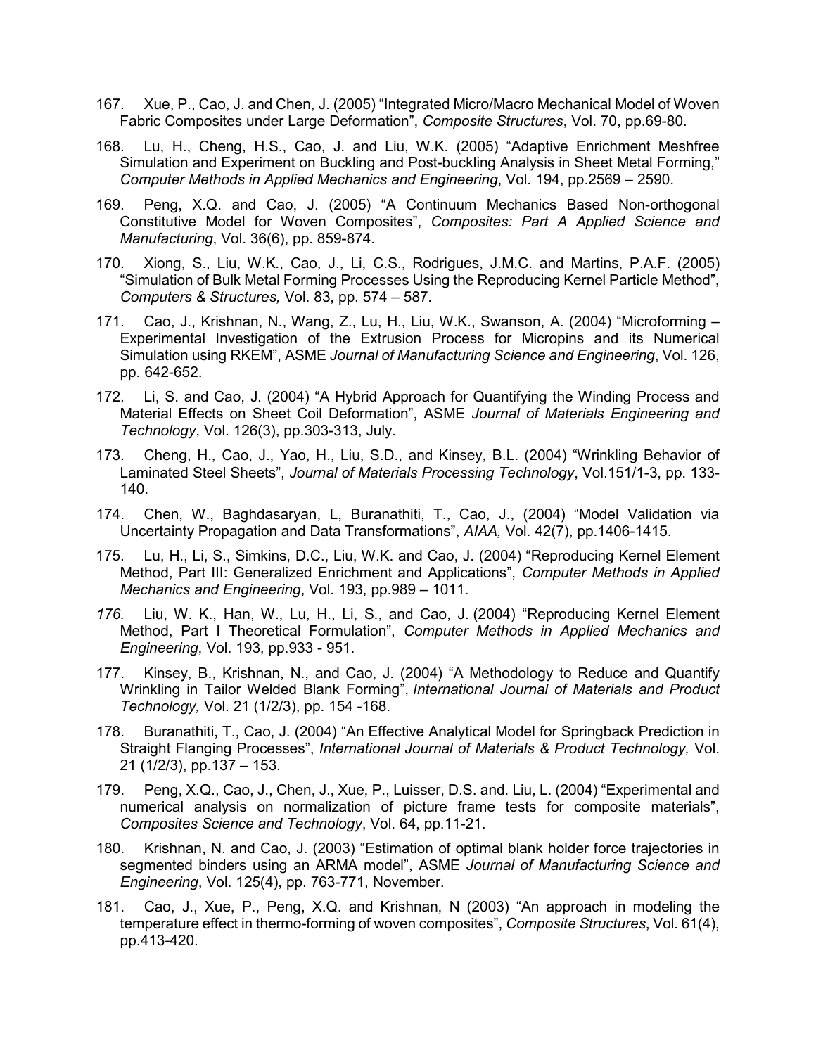167. Xue, P., Cao, J. and Chen, J. (2005) “Integrated Micro/Macro Mechanical Model of Woven Fabric Composites under Large Deformation”, *Composite Structures*, Vol. 70, pp.69-80.

168. Lu, H., Cheng, H.S., Cao, J. and Liu, W.K. (2005) “Adaptive Enrichment Meshfree Simulation and Experiment on Buckling and Post-buckling Analysis in Sheet Metal Forming,” *Computer Methods in Applied Mechanics and Engineering*, Vol. 194, pp.2569 – 2590.

169. Peng, X.Q. and Cao, J. (2005) “A Continuum Mechanics Based Non-orthogonal Constitutive Model for Woven Composites”, *Composites: Part A Applied Science and Manufacturing*, Vol. 36(6), pp. 859-874.

170. Xiong, S., Liu, W.K., Cao, J., Li, C.S., Rodrigues, J.M.C. and Martins, P.A.F. (2005) “Simulation of Bulk Metal Forming Processes Using the Reproducing Kernel Particle Method”, *Computers & Structures,* Vol. 83, pp. 574 – 587.

171. Cao, J., Krishnan, N., Wang, Z., Lu, H., Liu, W.K., Swanson, A. (2004) “Microforming – Experimental Investigation of the Extrusion Process for Micropins and its Numerical Simulation using RKEM”, ASME *Journal of Manufacturing Science and Engineering*, Vol. 126, pp. 642-652.

172. Li, S. and Cao, J. (2004) “A Hybrid Approach for Quantifying the Winding Process and Material Effects on Sheet Coil Deformation”, ASME *Journal of Materials Engineering and Technology*, Vol. 126(3), pp.303-313, July.

173. Cheng, H., Cao, J., Yao, H., Liu, S.D., and Kinsey, B.L. (2004) “Wrinkling Behavior of Laminated Steel Sheets”, *Journal of Materials Processing Technology*, Vol.151/1-3, pp. 133-140.

174. Chen, W., Baghdasaryan, L, Buranathiti, T., Cao, J., (2004) “Model Validation via Uncertainty Propagation and Data Transformations”, *AIAA,* Vol. 42(7), pp.1406-1415.

175. Lu, H., Li, S., Simkins, D.C., Liu, W.K. and Cao, J. (2004) “Reproducing Kernel Element Method, Part III: Generalized Enrichment and Applications”, *Computer Methods in Applied Mechanics and Engineering*, Vol. 193, pp.989 – 1011.

176. Liu, W. K., Han, W., Lu, H., Li, S., and Cao, J. (2004) “Reproducing Kernel Element Method, Part I Theoretical Formulation”, *Computer Methods in Applied Mechanics and Engineering*, Vol. 193, pp.933 - 951.

177. Kinsey, B., Krishnan, N., and Cao, J. (2004) “A Methodology to Reduce and Quantify Wrinkling in Tailor Welded Blank Forming”, *International Journal of Materials and Product Technology,* Vol. 21 (1/2/3), pp. 154 -168.

178. Buranathiti, T., Cao, J. (2004) “An Effective Analytical Model for Springback Prediction in Straight Flanging Processes”, *International Journal of Materials & Product Technology,* Vol. 21 (1/2/3), pp.137 – 153.

179. Peng, X.Q., Cao, J., Chen, J., Xue, P., Luisser, D.S. and. Liu, L. (2004) “Experimental and numerical analysis on normalization of picture frame tests for composite materials”, *Composites Science and Technology*, Vol. 64, pp.11-21.

180. Krishnan, N. and Cao, J. (2003) “Estimation of optimal blank holder force trajectories in segmented binders using an ARMA model”, ASME *Journal of Manufacturing Science and Engineering*, Vol. 125(4), pp. 763-771, November.

181. Cao, J., Xue, P., Peng, X.Q. and Krishnan, N (2003) “An approach in modeling the temperature effect in thermo-forming of woven composites”, *Composite Structures*, Vol. 61(4), pp.413-420.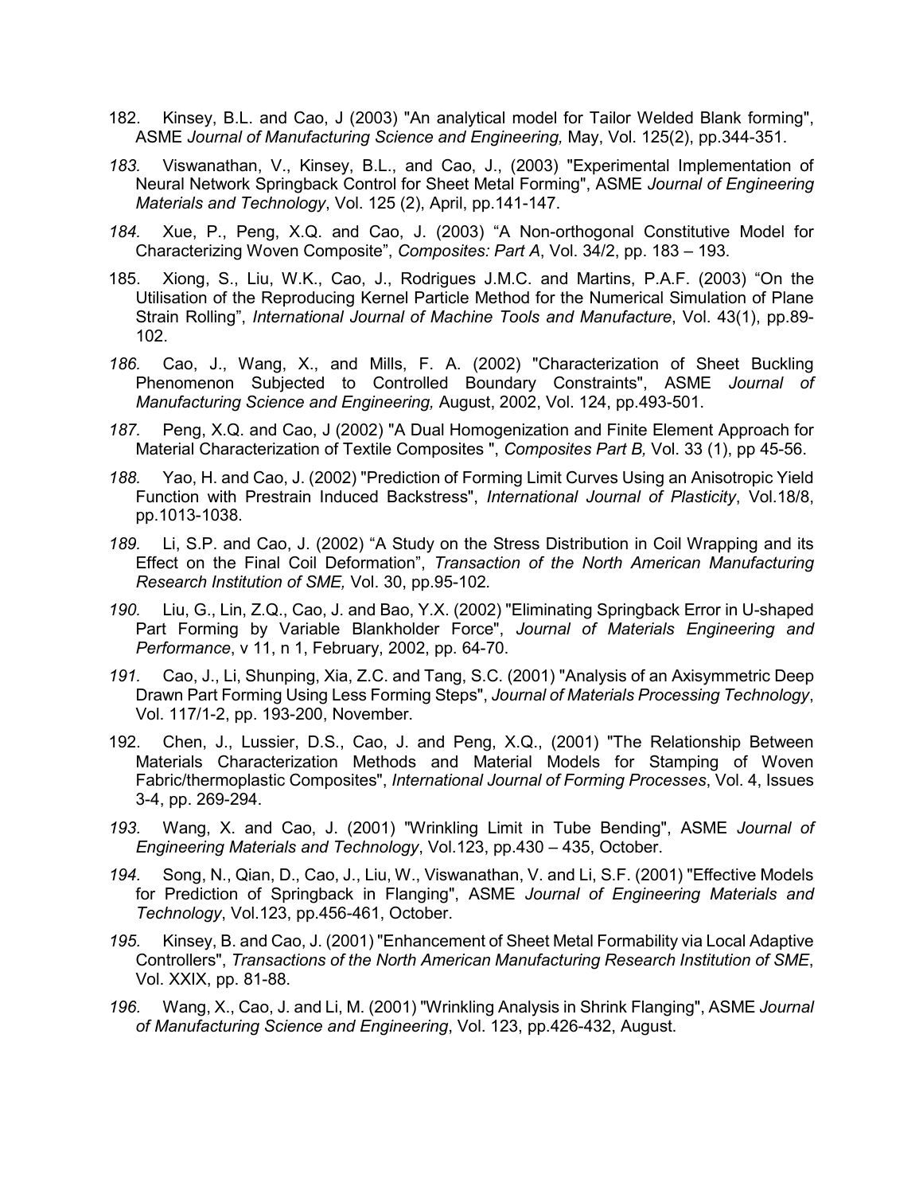182. Kinsey, B.L. and Cao, J (2003) "An analytical model for Tailor Welded Blank forming", ASME *Journal of Manufacturing Science and Engineering,* May, Vol. 125(2), pp.344-351.

*183.* Viswanathan, V., Kinsey, B.L., and Cao, J., (2003) "Experimental Implementation of Neural Network Springback Control for Sheet Metal Forming", ASME *Journal of Engineering Materials and Technology*, Vol. 125 (2), April, pp.141-147.

*184.* Xue, P., Peng, X.Q. and Cao, J. (2003) "A Non-orthogonal Constitutive Model for Characterizing Woven Composite", *Composites: Part A*, Vol. 34/2, pp. 183 – 193.

185. Xiong, S., Liu, W.K., Cao, J., Rodrigues J.M.C. and Martins, P.A.F. (2003) "On the Utilisation of the Reproducing Kernel Particle Method for the Numerical Simulation of Plane Strain Rolling", *International Journal of Machine Tools and Manufacture*, Vol. 43(1), pp.89-102.

*186.* Cao, J., Wang, X., and Mills, F. A. (2002) "Characterization of Sheet Buckling Phenomenon Subjected to Controlled Boundary Constraints", ASME *Journal of Manufacturing Science and Engineering,* August, 2002, Vol. 124, pp.493-501.

*187.* Peng, X.Q. and Cao, J (2002) "A Dual Homogenization and Finite Element Approach for Material Characterization of Textile Composites ", *Composites Part B,* Vol. 33 (1), pp 45-56.

*188.* Yao, H. and Cao, J. (2002) "Prediction of Forming Limit Curves Using an Anisotropic Yield Function with Prestrain Induced Backstress", *International Journal of Plasticity*, Vol.18/8, pp.1013-1038.

*189.* Li, S.P. and Cao, J. (2002) "A Study on the Stress Distribution in Coil Wrapping and its Effect on the Final Coil Deformation", *Transaction of the North American Manufacturing Research Institution of SME,* Vol. 30, pp.95-102*.*

*190.* Liu, G., Lin, Z.Q., Cao, J. and Bao, Y.X. (2002) "Eliminating Springback Error in U-shaped Part Forming by Variable Blankholder Force", *Journal of Materials Engineering and Performance*, v 11, n 1, February, 2002, pp. 64-70.

*191.* Cao, J., Li, Shunping, Xia, Z.C. and Tang, S.C. (2001) "Analysis of an Axisymmetric Deep Drawn Part Forming Using Less Forming Steps", *Journal of Materials Processing Technology*, Vol. 117/1-2, pp. 193-200, November.

192. Chen, J., Lussier, D.S., Cao, J. and Peng, X.Q., (2001) "The Relationship Between Materials Characterization Methods and Material Models for Stamping of Woven Fabric/thermoplastic Composites", *International Journal of Forming Processes*, Vol. 4, Issues 3-4, pp. 269-294.

*193.* Wang, X. and Cao, J. (2001) "Wrinkling Limit in Tube Bending", ASME *Journal of Engineering Materials and Technology*, Vol.123, pp.430 – 435, October.

*194.* Song, N., Qian, D., Cao, J., Liu, W., Viswanathan, V. and Li, S.F. (2001) "Effective Models for Prediction of Springback in Flanging", ASME *Journal of Engineering Materials and Technology*, Vol.123, pp.456-461, October.

*195.* Kinsey, B. and Cao, J. (2001) "Enhancement of Sheet Metal Formability via Local Adaptive Controllers", *Transactions of the North American Manufacturing Research Institution of SME*, Vol. XXIX, pp. 81-88.

*196.* Wang, X., Cao, J. and Li, M. (2001) "Wrinkling Analysis in Shrink Flanging", ASME *Journal of Manufacturing Science and Engineering*, Vol. 123, pp.426-432, August.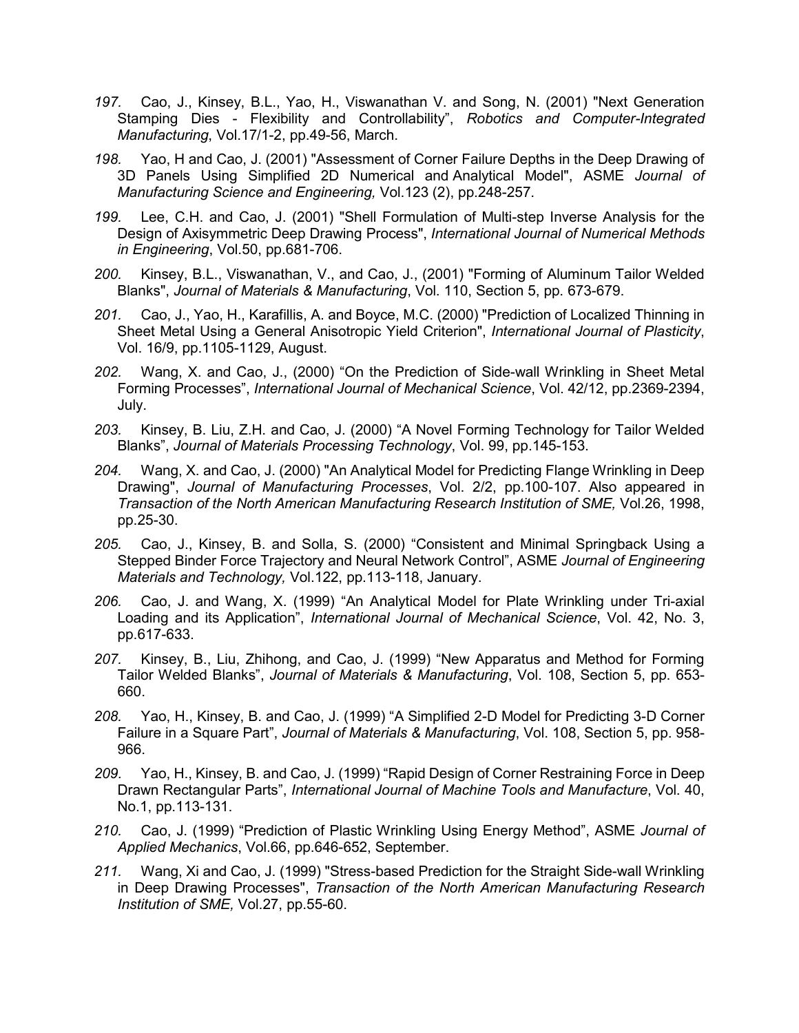*197.* Cao, J., Kinsey, B.L., Yao, H., Viswanathan V. and Song, N. (2001) "Next Generation Stamping Dies - Flexibility and Controllability", *Robotics and Computer-Integrated Manufacturing*, Vol.17/1-2, pp.49-56, March.

*198.* Yao, H and Cao, J. (2001) "Assessment of Corner Failure Depths in the Deep Drawing of 3D Panels Using Simplified 2D Numerical and Analytical Model", ASME *Journal of Manufacturing Science and Engineering,* Vol.123 (2), pp.248-257.

*199.* Lee, C.H. and Cao, J. (2001) "Shell Formulation of Multi-step Inverse Analysis for the Design of Axisymmetric Deep Drawing Process", *International Journal of Numerical Methods in Engineering*, Vol.50, pp.681-706.

*200.* Kinsey, B.L., Viswanathan, V., and Cao, J., (2001) "Forming of Aluminum Tailor Welded Blanks", *Journal of Materials & Manufacturing*, Vol. 110, Section 5, pp. 673-679.

*201.* Cao, J., Yao, H., Karafillis, A. and Boyce, M.C. (2000) "Prediction of Localized Thinning in Sheet Metal Using a General Anisotropic Yield Criterion", *International Journal of Plasticity*, Vol. 16/9, pp.1105-1129, August.

*202.* Wang, X. and Cao, J., (2000) "On the Prediction of Side-wall Wrinkling in Sheet Metal Forming Processes", *International Journal of Mechanical Science*, Vol. 42/12, pp.2369-2394, July.

*203.* Kinsey, B. Liu, Z.H. and Cao, J. (2000) "A Novel Forming Technology for Tailor Welded Blanks", *Journal of Materials Processing Technology*, Vol. 99, pp.145-153.

*204.* Wang, X. and Cao, J. (2000) "An Analytical Model for Predicting Flange Wrinkling in Deep Drawing", *Journal of Manufacturing Processes*, Vol. 2/2, pp.100-107. Also appeared in *Transaction of the North American Manufacturing Research Institution of SME,* Vol.26, 1998, pp.25-30.

*205.* Cao, J., Kinsey, B. and Solla, S. (2000) "Consistent and Minimal Springback Using a Stepped Binder Force Trajectory and Neural Network Control", ASME *Journal of Engineering Materials and Technology,* Vol.122, pp.113-118, January.

*206.* Cao, J. and Wang, X. (1999) "An Analytical Model for Plate Wrinkling under Tri-axial Loading and its Application", *International Journal of Mechanical Science*, Vol. 42, No. 3, pp.617-633.

*207.* Kinsey, B., Liu, Zhihong, and Cao, J. (1999) "New Apparatus and Method for Forming Tailor Welded Blanks", *Journal of Materials & Manufacturing*, Vol. 108, Section 5, pp. 653-660.

*208.* Yao, H., Kinsey, B. and Cao, J. (1999) "A Simplified 2-D Model for Predicting 3-D Corner Failure in a Square Part", *Journal of Materials & Manufacturing*, Vol. 108, Section 5, pp. 958-966.

*209.* Yao, H., Kinsey, B. and Cao, J. (1999) "Rapid Design of Corner Restraining Force in Deep Drawn Rectangular Parts", *International Journal of Machine Tools and Manufacture*, Vol. 40, No.1, pp.113-131.

*210.* Cao, J. (1999) "Prediction of Plastic Wrinkling Using Energy Method", ASME *Journal of Applied Mechanics*, Vol.66, pp.646-652, September.

*211.* Wang, Xi and Cao, J. (1999) "Stress-based Prediction for the Straight Side-wall Wrinkling in Deep Drawing Processes", *Transaction of the North American Manufacturing Research Institution of SME,* Vol.27, pp.55-60.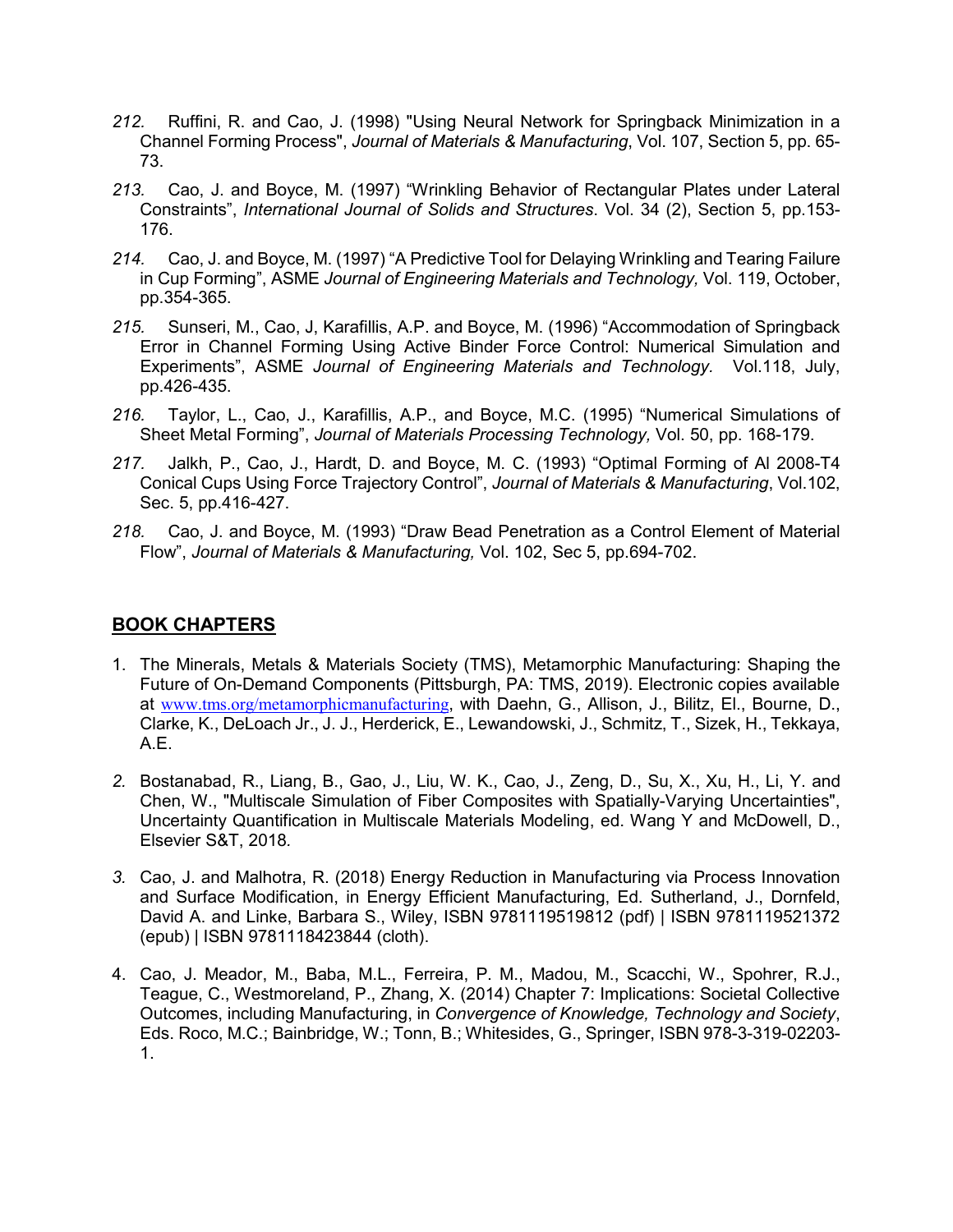212. Ruffini, R. and Cao, J. (1998) "Using Neural Network for Springback Minimization in a Channel Forming Process", *Journal of Materials & Manufacturing*, Vol. 107, Section 5, pp. 65-73.

213. Cao, J. and Boyce, M. (1997) "Wrinkling Behavior of Rectangular Plates under Lateral Constraints", *International Journal of Solids and Structures*. Vol. 34 (2), Section 5, pp.153-176.

214. Cao, J. and Boyce, M. (1997) "A Predictive Tool for Delaying Wrinkling and Tearing Failure in Cup Forming", ASME *Journal of Engineering Materials and Technology,* Vol. 119, October, pp.354-365.

215. Sunseri, M., Cao, J, Karafillis, A.P. and Boyce, M. (1996) "Accommodation of Springback Error in Channel Forming Using Active Binder Force Control: Numerical Simulation and Experiments", ASME *Journal of Engineering Materials and Technology.* Vol.118, July, pp.426-435.

216. Taylor, L., Cao, J., Karafillis, A.P., and Boyce, M.C. (1995) "Numerical Simulations of Sheet Metal Forming", *Journal of Materials Processing Technology,* Vol. 50, pp. 168-179.

217. Jalkh, P., Cao, J., Hardt, D. and Boyce, M. C. (1993) "Optimal Forming of Al 2008-T4 Conical Cups Using Force Trajectory Control", *Journal of Materials & Manufacturing*, Vol.102, Sec. 5, pp.416-427.

218. Cao, J. and Boyce, M. (1993) "Draw Bead Penetration as a Control Element of Material Flow", *Journal of Materials & Manufacturing,* Vol. 102, Sec 5, pp.694-702.

## BOOK CHAPTERS

1. The Minerals, Metals & Materials Society (TMS), Metamorphic Manufacturing: Shaping the Future of On-Demand Components (Pittsburgh, PA: TMS, 2019). Electronic copies available at www.tms.org/metamorphicmanufacturing, with Daehn, G., Allison, J., Bilitz, El., Bourne, D., Clarke, K., DeLoach Jr., J. J., Herderick, E., Lewandowski, J., Schmitz, T., Sizek, H., Tekkaya, A.E.

2. Bostanabad, R., Liang, B., Gao, J., Liu, W. K., Cao, J., Zeng, D., Su, X., Xu, H., Li, Y. and Chen, W., "Multiscale Simulation of Fiber Composites with Spatially-Varying Uncertainties", Uncertainty Quantification in Multiscale Materials Modeling, ed. Wang Y and McDowell, D., Elsevier S&T, 2018.

3. Cao, J. and Malhotra, R. (2018) Energy Reduction in Manufacturing via Process Innovation and Surface Modification, in Energy Efficient Manufacturing, Ed. Sutherland, J., Dornfeld, David A. and Linke, Barbara S., Wiley, ISBN 9781119519812 (pdf) | ISBN 9781119521372 (epub) | ISBN 9781118423844 (cloth).

4. Cao, J. Meador, M., Baba, M.L., Ferreira, P. M., Madou, M., Scacchi, W., Spohrer, R.J., Teague, C., Westmoreland, P., Zhang, X. (2014) Chapter 7: Implications: Societal Collective Outcomes, including Manufacturing, in *Convergence of Knowledge, Technology and Society*, Eds. Roco, M.C.; Bainbridge, W.; Tonn, B.; Whitesides, G., Springer, ISBN 978-3-319-02203-1.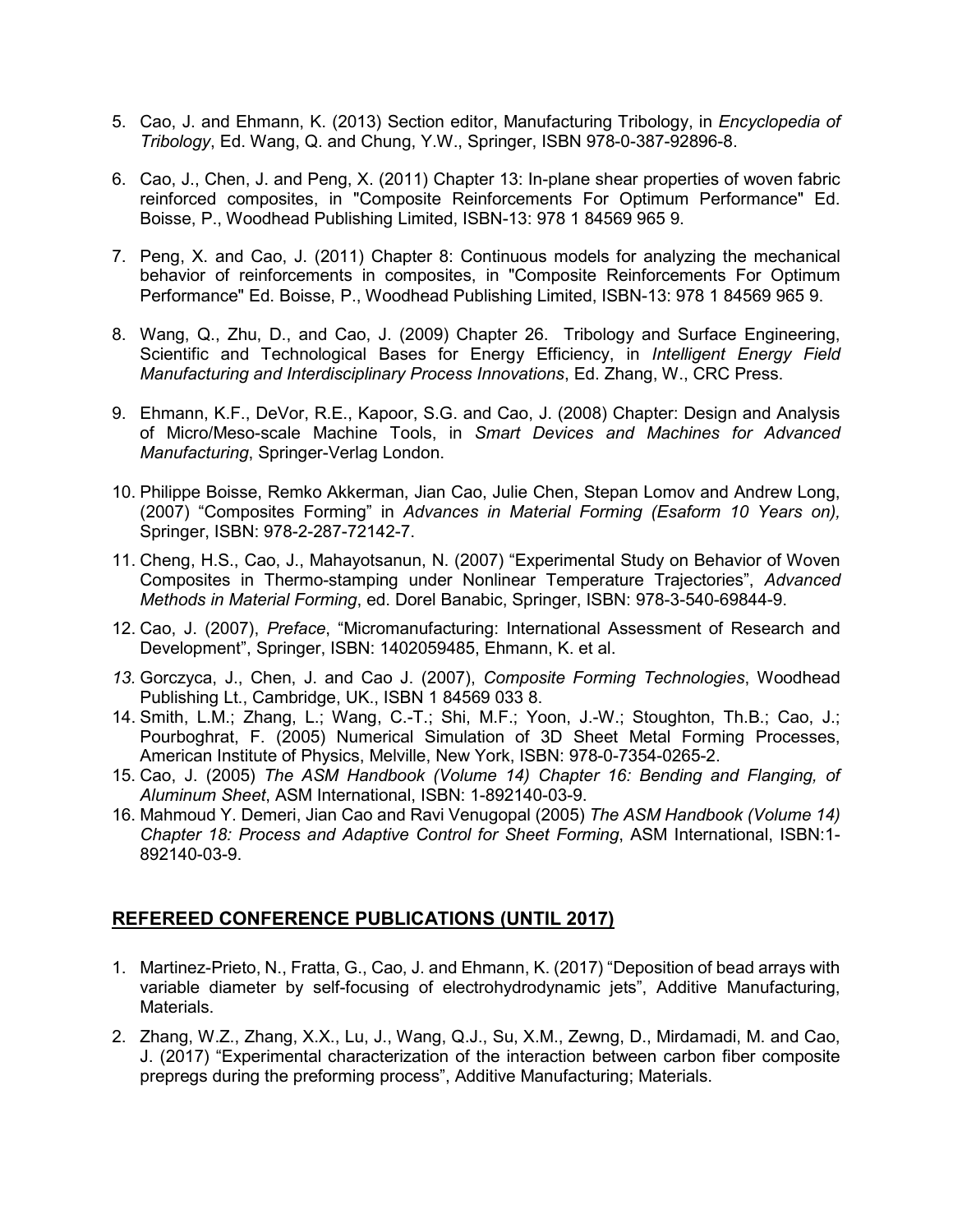5. Cao, J. and Ehmann, K. (2013) Section editor, Manufacturing Tribology, in *Encyclopedia of Tribology*, Ed. Wang, Q. and Chung, Y.W., Springer, ISBN 978-0-387-92896-8.

6. Cao, J., Chen, J. and Peng, X. (2011) Chapter 13: In-plane shear properties of woven fabric reinforced composites, in "Composite Reinforcements For Optimum Performance" Ed. Boisse, P., Woodhead Publishing Limited, ISBN-13: 978 1 84569 965 9.

7. Peng, X. and Cao, J. (2011) Chapter 8: Continuous models for analyzing the mechanical behavior of reinforcements in composites, in "Composite Reinforcements For Optimum Performance" Ed. Boisse, P., Woodhead Publishing Limited, ISBN-13: 978 1 84569 965 9.

8. Wang, Q., Zhu, D., and Cao, J. (2009) Chapter 26. Tribology and Surface Engineering, Scientific and Technological Bases for Energy Efficiency, in *Intelligent Energy Field Manufacturing and Interdisciplinary Process Innovations*, Ed. Zhang, W., CRC Press.

9. Ehmann, K.F., DeVor, R.E., Kapoor, S.G. and Cao, J. (2008) Chapter: Design and Analysis of Micro/Meso-scale Machine Tools, in *Smart Devices and Machines for Advanced Manufacturing*, Springer-Verlag London.

10. Philippe Boisse, Remko Akkerman, Jian Cao, Julie Chen, Stepan Lomov and Andrew Long, (2007) "Composites Forming" in *Advances in Material Forming (Esaform 10 Years on),* Springer, ISBN: 978-2-287-72142-7.

11. Cheng, H.S., Cao, J., Mahayotsanun, N. (2007) "Experimental Study on Behavior of Woven Composites in Thermo-stamping under Nonlinear Temperature Trajectories", *Advanced Methods in Material Forming*, ed. Dorel Banabic, Springer, ISBN: 978-3-540-69844-9.

12. Cao, J. (2007), *Preface*, "Micromanufacturing: International Assessment of Research and Development", Springer, ISBN: 1402059485, Ehmann, K. et al.

13. Gorczyca, J., Chen, J. and Cao J. (2007), *Composite Forming Technologies*, Woodhead Publishing Lt., Cambridge, UK., ISBN 1 84569 033 8.

14. Smith, L.M.; Zhang, L.; Wang, C.-T.; Shi, M.F.; Yoon, J.-W.; Stoughton, Th.B.; Cao, J.; Pourboghrat, F. (2005) Numerical Simulation of 3D Sheet Metal Forming Processes, American Institute of Physics, Melville, New York, ISBN: 978-0-7354-0265-2.

15. Cao, J. (2005) *The ASM Handbook (Volume 14) Chapter 16: Bending and Flanging, of Aluminum Sheet*, ASM International, ISBN: 1-892140-03-9.

16. Mahmoud Y. Demeri, Jian Cao and Ravi Venugopal (2005) *The ASM Handbook (Volume 14) Chapter 18: Process and Adaptive Control for Sheet Forming*, ASM International, ISBN:1-892140-03-9.

## REFEREED CONFERENCE PUBLICATIONS (UNTIL 2017)

1. Martinez-Prieto, N., Fratta, G., Cao, J. and Ehmann, K. (2017) "Deposition of bead arrays with variable diameter by self-focusing of electrohydrodynamic jets", Additive Manufacturing, Materials.

2. Zhang, W.Z., Zhang, X.X., Lu, J., Wang, Q.J., Su, X.M., Zewng, D., Mirdamadi, M. and Cao, J. (2017) "Experimental characterization of the interaction between carbon fiber composite prepregs during the preforming process", Additive Manufacturing; Materials.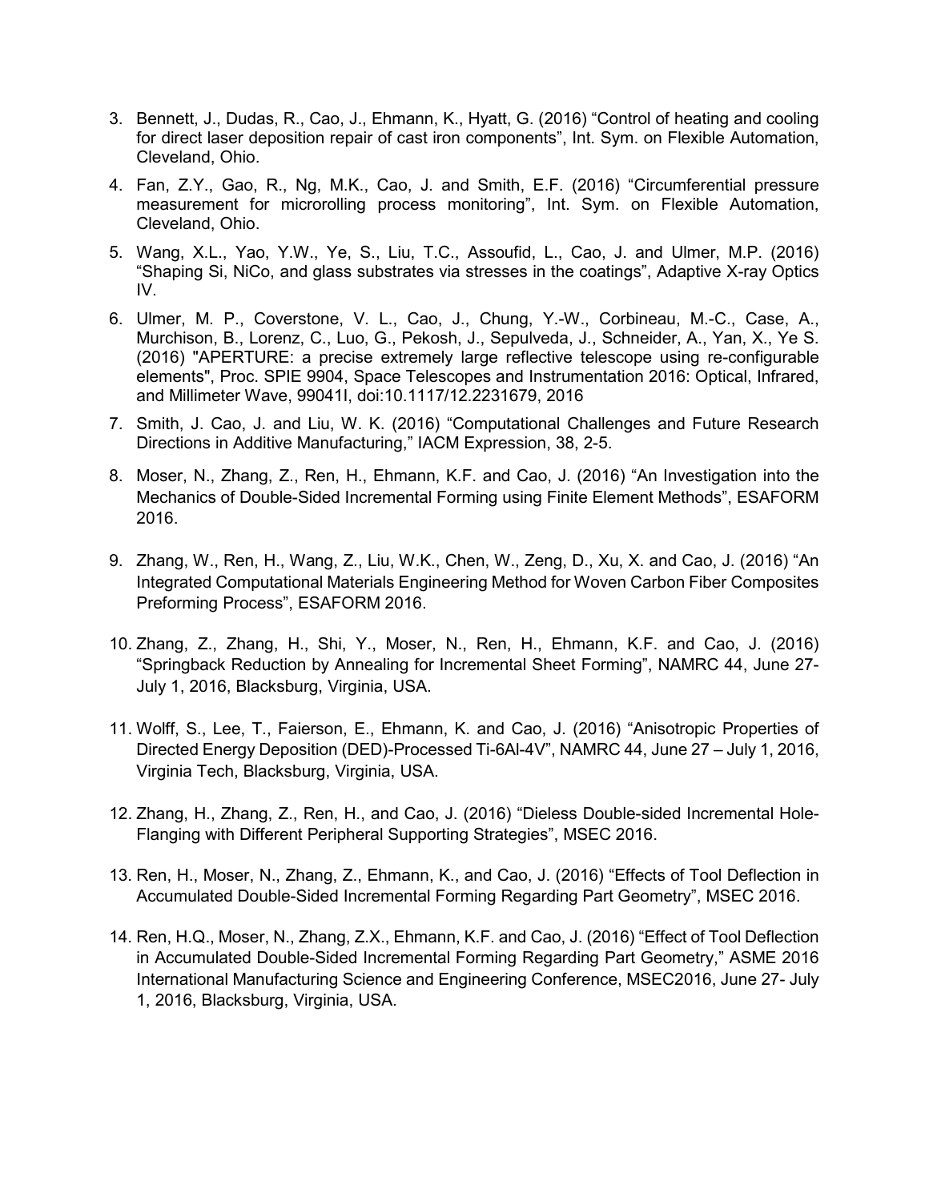3. Bennett, J., Dudas, R., Cao, J., Ehmann, K., Hyatt, G. (2016) “Control of heating and cooling for direct laser deposition repair of cast iron components”, Int. Sym. on Flexible Automation, Cleveland, Ohio.
4. Fan, Z.Y., Gao, R., Ng, M.K., Cao, J. and Smith, E.F. (2016) “Circumferential pressure measurement for microrolling process monitoring”, Int. Sym. on Flexible Automation, Cleveland, Ohio.
5. Wang, X.L., Yao, Y.W., Ye, S., Liu, T.C., Assoufid, L., Cao, J. and Ulmer, M.P. (2016) “Shaping Si, NiCo, and glass substrates via stresses in the coatings”, Adaptive X-ray Optics IV.
6. Ulmer, M. P., Coverstone, V. L., Cao, J., Chung, Y.-W., Corbineau, M.-C., Case, A., Murchison, B., Lorenz, C., Luo, G., Pekosh, J., Sepulveda, J., Schneider, A., Yan, X., Ye S. (2016) "APERTURE: a precise extremely large reflective telescope using re-configurable elements", Proc. SPIE 9904, Space Telescopes and Instrumentation 2016: Optical, Infrared, and Millimeter Wave, 99041I, doi:10.1117/12.2231679, 2016
7. Smith, J. Cao, J. and Liu, W. K. (2016) “Computational Challenges and Future Research Directions in Additive Manufacturing,” IACM Expression, 38, 2-5.
8. Moser, N., Zhang, Z., Ren, H., Ehmann, K.F. and Cao, J. (2016) “An Investigation into the Mechanics of Double-Sided Incremental Forming using Finite Element Methods”, ESAFORM 2016.
9. Zhang, W., Ren, H., Wang, Z., Liu, W.K., Chen, W., Zeng, D., Xu, X. and Cao, J. (2016) “An Integrated Computational Materials Engineering Method for Woven Carbon Fiber Composites Preforming Process”, ESAFORM 2016.
10. Zhang, Z., Zhang, H., Shi, Y., Moser, N., Ren, H., Ehmann, K.F. and Cao, J. (2016) “Springback Reduction by Annealing for Incremental Sheet Forming”, NAMRC 44, June 27-July 1, 2016, Blacksburg, Virginia, USA.
11. Wolff, S., Lee, T., Faierson, E., Ehmann, K. and Cao, J. (2016) “Anisotropic Properties of Directed Energy Deposition (DED)-Processed Ti-6Al-4V”, NAMRC 44, June 27 – July 1, 2016, Virginia Tech, Blacksburg, Virginia, USA.
12. Zhang, H., Zhang, Z., Ren, H., and Cao, J. (2016) “Dieless Double-sided Incremental Hole-Flanging with Different Peripheral Supporting Strategies”, MSEC 2016.
13. Ren, H., Moser, N., Zhang, Z., Ehmann, K., and Cao, J. (2016) “Effects of Tool Deflection in Accumulated Double-Sided Incremental Forming Regarding Part Geometry”, MSEC 2016.
14. Ren, H.Q., Moser, N., Zhang, Z.X., Ehmann, K.F. and Cao, J. (2016) “Effect of Tool Deflection in Accumulated Double-Sided Incremental Forming Regarding Part Geometry,” ASME 2016 International Manufacturing Science and Engineering Conference, MSEC2016, June 27- July 1, 2016, Blacksburg, Virginia, USA.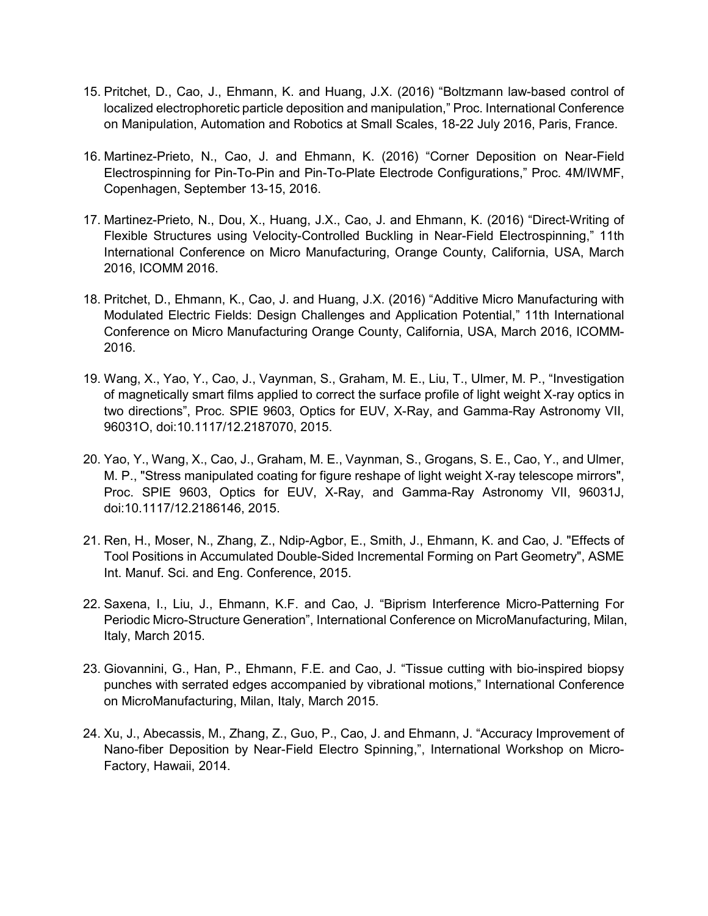15. Pritchet, D., Cao, J., Ehmann, K. and Huang, J.X. (2016) "Boltzmann law-based control of localized electrophoretic particle deposition and manipulation," Proc. International Conference on Manipulation, Automation and Robotics at Small Scales, 18-22 July 2016, Paris, France.

16. Martinez-Prieto, N., Cao, J. and Ehmann, K. (2016) "Corner Deposition on Near-Field Electrospinning for Pin-To-Pin and Pin-To-Plate Electrode Configurations," Proc. 4M/IWMF, Copenhagen, September 13-15, 2016.

17. Martinez-Prieto, N., Dou, X., Huang, J.X., Cao, J. and Ehmann, K. (2016) "Direct-Writing of Flexible Structures using Velocity-Controlled Buckling in Near-Field Electrospinning," 11th International Conference on Micro Manufacturing, Orange County, California, USA, March 2016, ICOMM 2016.

18. Pritchet, D., Ehmann, K., Cao, J. and Huang, J.X. (2016) "Additive Micro Manufacturing with Modulated Electric Fields: Design Challenges and Application Potential," 11th International Conference on Micro Manufacturing Orange County, California, USA, March 2016, ICOMM-2016.

19. Wang, X., Yao, Y., Cao, J., Vaynman, S., Graham, M. E., Liu, T., Ulmer, M. P., "Investigation of magnetically smart films applied to correct the surface profile of light weight X-ray optics in two directions", Proc. SPIE 9603, Optics for EUV, X-Ray, and Gamma-Ray Astronomy VII, 96031O, doi:10.1117/12.2187070, 2015.

20. Yao, Y., Wang, X., Cao, J., Graham, M. E., Vaynman, S., Grogans, S. E., Cao, Y., and Ulmer, M. P., "Stress manipulated coating for figure reshape of light weight X-ray telescope mirrors", Proc. SPIE 9603, Optics for EUV, X-Ray, and Gamma-Ray Astronomy VII, 96031J, doi:10.1117/12.2186146, 2015.

21. Ren, H., Moser, N., Zhang, Z., Ndip-Agbor, E., Smith, J., Ehmann, K. and Cao, J. "Effects of Tool Positions in Accumulated Double-Sided Incremental Forming on Part Geometry", ASME Int. Manuf. Sci. and Eng. Conference, 2015.

22. Saxena, I., Liu, J., Ehmann, K.F. and Cao, J. "Biprism Interference Micro-Patterning For Periodic Micro-Structure Generation", International Conference on MicroManufacturing, Milan, Italy, March 2015.

23. Giovannini, G., Han, P., Ehmann, F.E. and Cao, J. "Tissue cutting with bio-inspired biopsy punches with serrated edges accompanied by vibrational motions," International Conference on MicroManufacturing, Milan, Italy, March 2015.

24. Xu, J., Abecassis, M., Zhang, Z., Guo, P., Cao, J. and Ehmann, J. "Accuracy Improvement of Nano-fiber Deposition by Near-Field Electro Spinning,", International Workshop on Micro-Factory, Hawaii, 2014.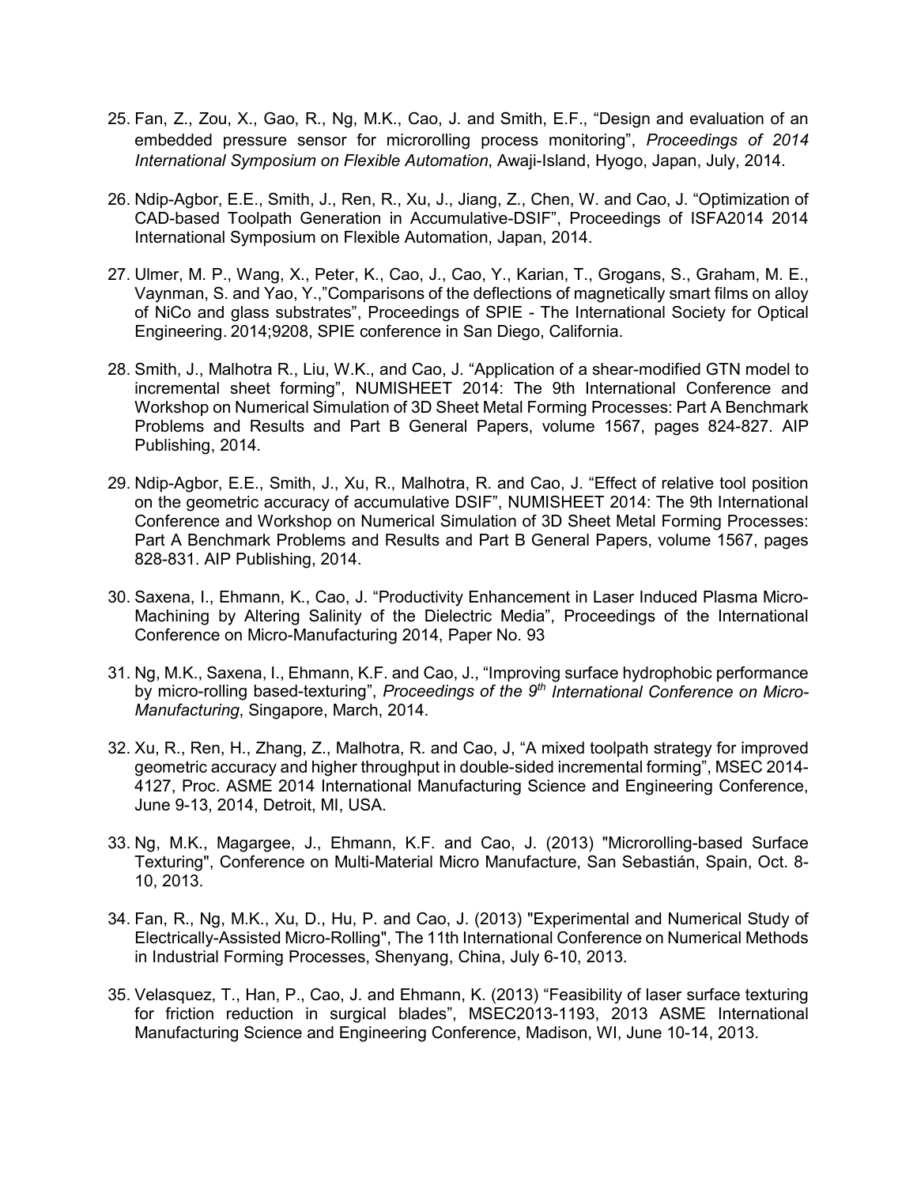25. Fan, Z., Zou, X., Gao, R., Ng, M.K., Cao, J. and Smith, E.F., "Design and evaluation of an embedded pressure sensor for microrolling process monitoring", *Proceedings of 2014 International Symposium on Flexible Automation*, Awaji-Island, Hyogo, Japan, July, 2014.

26. Ndip-Agbor, E.E., Smith, J., Ren, R., Xu, J., Jiang, Z., Chen, W. and Cao, J. "Optimization of CAD-based Toolpath Generation in Accumulative-DSIF", Proceedings of ISFA2014 2014 International Symposium on Flexible Automation, Japan, 2014.

27. Ulmer, M. P., Wang, X., Peter, K., Cao, J., Cao, Y., Karian, T., Grogans, S., Graham, M. E., Vaynman, S. and Yao, Y.,"Comparisons of the deflections of magnetically smart films on alloy of NiCo and glass substrates", Proceedings of SPIE - The International Society for Optical Engineering. 2014;9208, SPIE conference in San Diego, California.

28. Smith, J., Malhotra R., Liu, W.K., and Cao, J. "Application of a shear-modified GTN model to incremental sheet forming", NUMISHEET 2014: The 9th International Conference and Workshop on Numerical Simulation of 3D Sheet Metal Forming Processes: Part A Benchmark Problems and Results and Part B General Papers, volume 1567, pages 824-827. AIP Publishing, 2014.

29. Ndip-Agbor, E.E., Smith, J., Xu, R., Malhotra, R. and Cao, J. "Effect of relative tool position on the geometric accuracy of accumulative DSIF", NUMISHEET 2014: The 9th International Conference and Workshop on Numerical Simulation of 3D Sheet Metal Forming Processes: Part A Benchmark Problems and Results and Part B General Papers, volume 1567, pages 828-831. AIP Publishing, 2014.

30. Saxena, I., Ehmann, K., Cao, J. "Productivity Enhancement in Laser Induced Plasma Micro-Machining by Altering Salinity of the Dielectric Media", Proceedings of the International Conference on Micro-Manufacturing 2014, Paper No. 93

31. Ng, M.K., Saxena, I., Ehmann, K.F. and Cao, J., "Improving surface hydrophobic performance by micro-rolling based-texturing", *Proceedings of the 9th International Conference on Micro-Manufacturing*, Singapore, March, 2014.

32. Xu, R., Ren, H., Zhang, Z., Malhotra, R. and Cao, J, "A mixed toolpath strategy for improved geometric accuracy and higher throughput in double-sided incremental forming", MSEC 2014-4127, Proc. ASME 2014 International Manufacturing Science and Engineering Conference, June 9-13, 2014, Detroit, MI, USA.

33. Ng, M.K., Magargee, J., Ehmann, K.F. and Cao, J. (2013) "Microrolling-based Surface Texturing", Conference on Multi-Material Micro Manufacture, San Sebastián, Spain, Oct. 8-10, 2013.

34. Fan, R., Ng, M.K., Xu, D., Hu, P. and Cao, J. (2013) "Experimental and Numerical Study of Electrically-Assisted Micro-Rolling", The 11th International Conference on Numerical Methods in Industrial Forming Processes, Shenyang, China, July 6-10, 2013.

35. Velasquez, T., Han, P., Cao, J. and Ehmann, K. (2013) "Feasibility of laser surface texturing for friction reduction in surgical blades", MSEC2013-1193, 2013 ASME International Manufacturing Science and Engineering Conference, Madison, WI, June 10-14, 2013.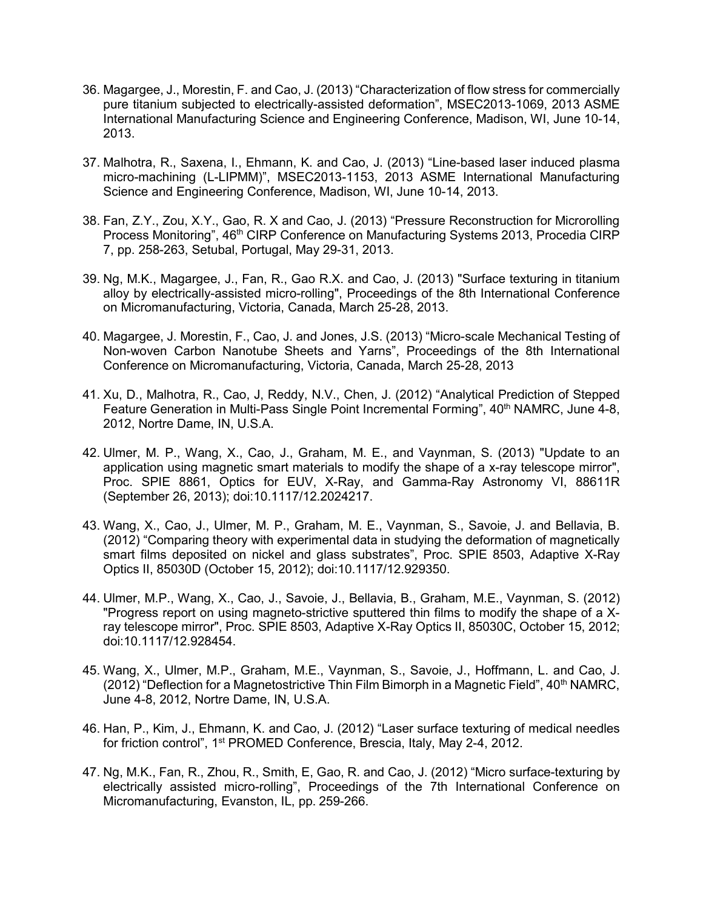36. Magargee, J., Morestin, F. and Cao, J. (2013) “Characterization of flow stress for commercially pure titanium subjected to electrically-assisted deformation”, MSEC2013-1069, 2013 ASME International Manufacturing Science and Engineering Conference, Madison, WI, June 10-14, 2013.

37. Malhotra, R., Saxena, I., Ehmann, K. and Cao, J. (2013) “Line-based laser induced plasma micro-machining (L-LIPMM)”, MSEC2013-1153, 2013 ASME International Manufacturing Science and Engineering Conference, Madison, WI, June 10-14, 2013.

38. Fan, Z.Y., Zou, X.Y., Gao, R. X and Cao, J. (2013) “Pressure Reconstruction for Microrolling Process Monitoring”, 46th CIRP Conference on Manufacturing Systems 2013, Procedia CIRP 7, pp. 258-263, Setubal, Portugal, May 29-31, 2013.

39. Ng, M.K., Magargee, J., Fan, R., Gao R.X. and Cao, J. (2013) "Surface texturing in titanium alloy by electrically-assisted micro-rolling", Proceedings of the 8th International Conference on Micromanufacturing, Victoria, Canada, March 25-28, 2013.

40. Magargee, J. Morestin, F., Cao, J. and Jones, J.S. (2013) “Micro-scale Mechanical Testing of Non-woven Carbon Nanotube Sheets and Yarns”, Proceedings of the 8th International Conference on Micromanufacturing, Victoria, Canada, March 25-28, 2013

41. Xu, D., Malhotra, R., Cao, J, Reddy, N.V., Chen, J. (2012) “Analytical Prediction of Stepped Feature Generation in Multi-Pass Single Point Incremental Forming”, 40th NAMRC, June 4-8, 2012, Nortre Dame, IN, U.S.A.

42. Ulmer, M. P., Wang, X., Cao, J., Graham, M. E., and Vaynman, S. (2013) "Update to an application using magnetic smart materials to modify the shape of a x-ray telescope mirror", Proc. SPIE 8861, Optics for EUV, X-Ray, and Gamma-Ray Astronomy VI, 88611R (September 26, 2013); doi:10.1117/12.2024217.

43. Wang, X., Cao, J., Ulmer, M. P., Graham, M. E., Vaynman, S., Savoie, J. and Bellavia, B. (2012) “Comparing theory with experimental data in studying the deformation of magnetically smart films deposited on nickel and glass substrates”, Proc. SPIE 8503, Adaptive X-Ray Optics II, 85030D (October 15, 2012); doi:10.1117/12.929350.

44. Ulmer, M.P., Wang, X., Cao, J., Savoie, J., Bellavia, B., Graham, M.E., Vaynman, S. (2012) "Progress report on using magneto-strictive sputtered thin films to modify the shape of a X-ray telescope mirror", Proc. SPIE 8503, Adaptive X-Ray Optics II, 85030C, October 15, 2012; doi:10.1117/12.928454.

45. Wang, X., Ulmer, M.P., Graham, M.E., Vaynman, S., Savoie, J., Hoffmann, L. and Cao, J. (2012) “Deflection for a Magnetostrictive Thin Film Bimorph in a Magnetic Field”, 40th NAMRC, June 4-8, 2012, Nortre Dame, IN, U.S.A.

46. Han, P., Kim, J., Ehmann, K. and Cao, J. (2012) “Laser surface texturing of medical needles for friction control”, 1st PROMED Conference, Brescia, Italy, May 2-4, 2012.

47. Ng, M.K., Fan, R., Zhou, R., Smith, E, Gao, R. and Cao, J. (2012) “Micro surface-texturing by electrically assisted micro-rolling”, Proceedings of the 7th International Conference on Micromanufacturing, Evanston, IL, pp. 259-266.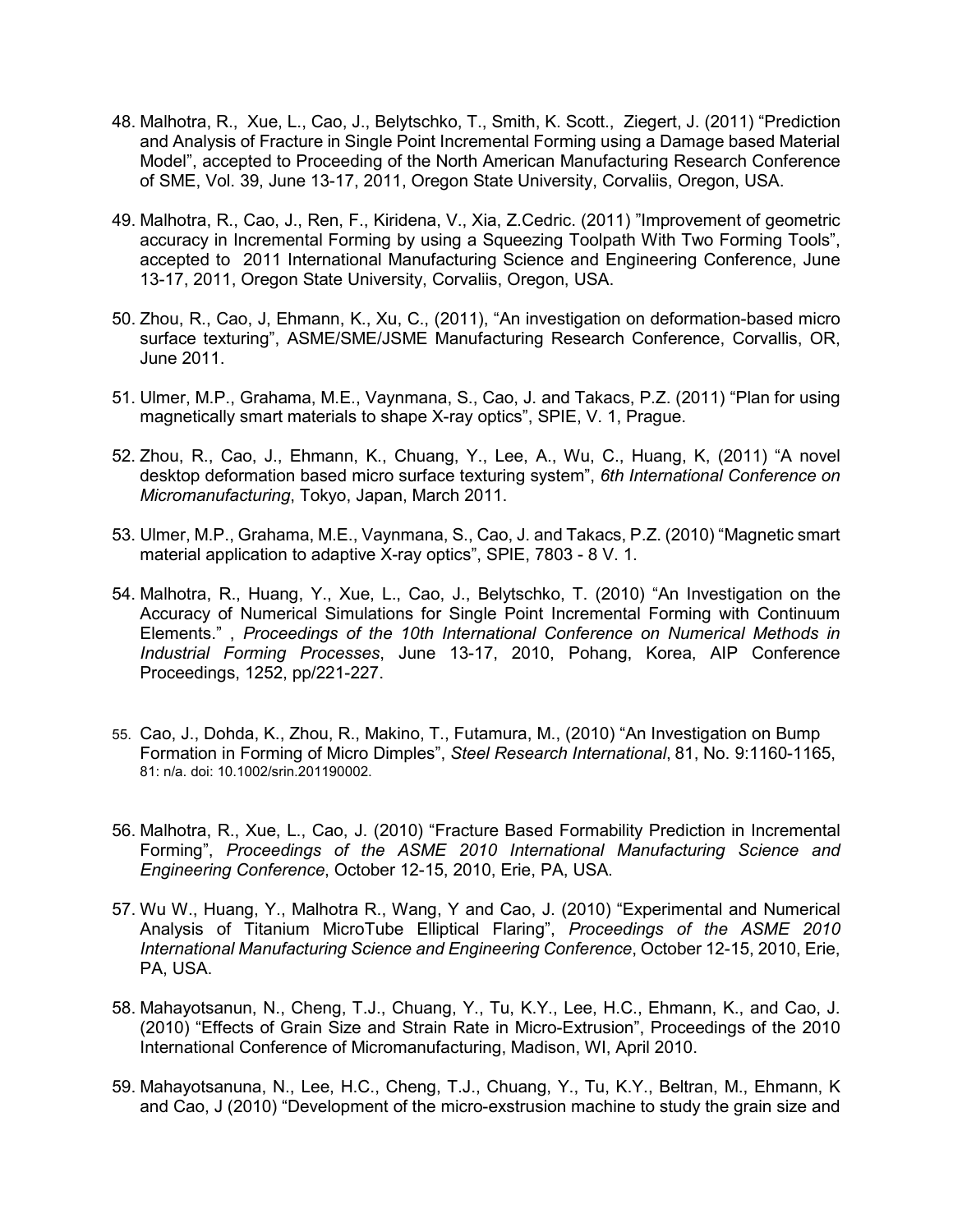48. Malhotra, R., Xue, L., Cao, J., Belytschko, T., Smith, K. Scott., Ziegert, J. (2011) “Prediction and Analysis of Fracture in Single Point Incremental Forming using a Damage based Material Model”, accepted to Proceeding of the North American Manufacturing Research Conference of SME, Vol. 39, June 13-17, 2011, Oregon State University, Corvaliis, Oregon, USA.

49. Malhotra, R., Cao, J., Ren, F., Kiridena, V., Xia, Z.Cedric. (2011) ”Improvement of geometric accuracy in Incremental Forming by using a Squeezing Toolpath With Two Forming Tools”, accepted to 2011 International Manufacturing Science and Engineering Conference, June 13-17, 2011, Oregon State University, Corvaliis, Oregon, USA.

50. Zhou, R., Cao, J, Ehmann, K., Xu, C., (2011), “An investigation on deformation-based micro surface texturing”, ASME/SME/JSME Manufacturing Research Conference, Corvallis, OR, June 2011.

51. Ulmer, M.P., Grahama, M.E., Vaynmana, S., Cao, J. and Takacs, P.Z. (2011) “Plan for using magnetically smart materials to shape X-ray optics”, SPIE, V. 1, Prague.

52. Zhou, R., Cao, J., Ehmann, K., Chuang, Y., Lee, A., Wu, C., Huang, K, (2011) “A novel desktop deformation based micro surface texturing system”, *6th International Conference on Micromanufacturing*, Tokyo, Japan, March 2011.

53. Ulmer, M.P., Grahama, M.E., Vaynmana, S., Cao, J. and Takacs, P.Z. (2010) “Magnetic smart material application to adaptive X-ray optics”, SPIE, 7803 - 8 V. 1.

54. Malhotra, R., Huang, Y., Xue, L., Cao, J., Belytschko, T. (2010) “An Investigation on the Accuracy of Numerical Simulations for Single Point Incremental Forming with Continuum Elements.” , *Proceedings of the 10th International Conference on Numerical Methods in Industrial Forming Processes*, June 13-17, 2010, Pohang, Korea, AIP Conference Proceedings, 1252, pp/221-227.

55. Cao, J., Dohda, K., Zhou, R., Makino, T., Futamura, M., (2010) “An Investigation on Bump Formation in Forming of Micro Dimples”, *Steel Research International*, 81, No. 9:1160-1165, 81: n/a. doi: 10.1002/srin.201190002.

56. Malhotra, R., Xue, L., Cao, J. (2010) “Fracture Based Formability Prediction in Incremental Forming”, *Proceedings of the ASME 2010 International Manufacturing Science and Engineering Conference*, October 12-15, 2010, Erie, PA, USA.

57. Wu W., Huang, Y., Malhotra R., Wang, Y and Cao, J. (2010) “Experimental and Numerical Analysis of Titanium MicroTube Elliptical Flaring”, *Proceedings of the ASME 2010 International Manufacturing Science and Engineering Conference*, October 12-15, 2010, Erie, PA, USA.

58. Mahayotsanun, N., Cheng, T.J., Chuang, Y., Tu, K.Y., Lee, H.C., Ehmann, K., and Cao, J. (2010) “Effects of Grain Size and Strain Rate in Micro-Extrusion”, Proceedings of the 2010 International Conference of Micromanufacturing, Madison, WI, April 2010.

59. Mahayotsanuna, N., Lee, H.C., Cheng, T.J., Chuang, Y., Tu, K.Y., Beltran, M., Ehmann, K and Cao, J (2010) “Development of the micro-exstrusion machine to study the grain size and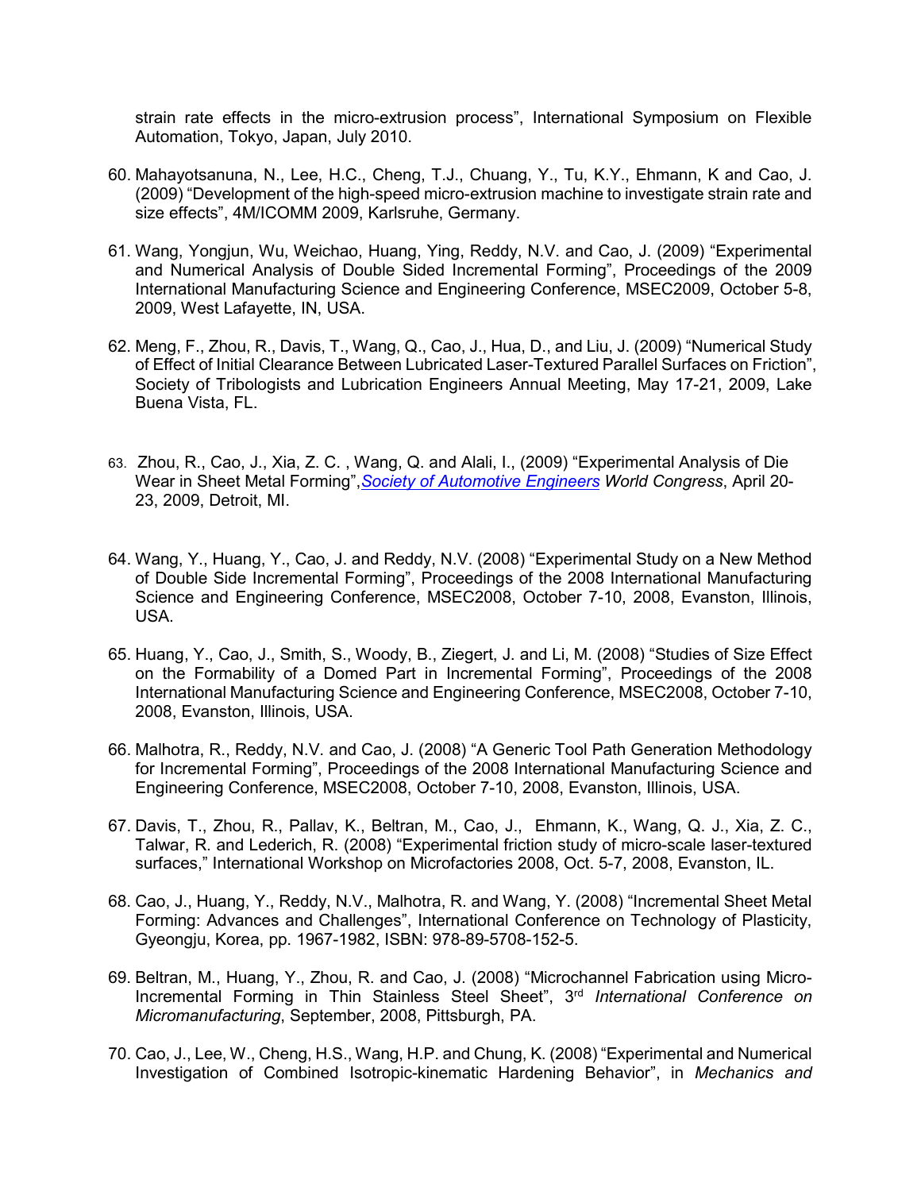strain rate effects in the micro-extrusion process", International Symposium on Flexible Automation, Tokyo, Japan, July 2010.

60. Mahayotsanuna, N., Lee, H.C., Cheng, T.J., Chuang, Y., Tu, K.Y., Ehmann, K and Cao, J. (2009) "Development of the high-speed micro-extrusion machine to investigate strain rate and size effects", 4M/ICOMM 2009, Karlsruhe, Germany.

61. Wang, Yongjun, Wu, Weichao, Huang, Ying, Reddy, N.V. and Cao, J. (2009) "Experimental and Numerical Analysis of Double Sided Incremental Forming", Proceedings of the 2009 International Manufacturing Science and Engineering Conference, MSEC2009, October 5-8, 2009, West Lafayette, IN, USA.

62. Meng, F., Zhou, R., Davis, T., Wang, Q., Cao, J., Hua, D., and Liu, J. (2009) "Numerical Study of Effect of Initial Clearance Between Lubricated Laser-Textured Parallel Surfaces on Friction", Society of Tribologists and Lubrication Engineers Annual Meeting, May 17-21, 2009, Lake Buena Vista, FL.

63. Zhou, R., Cao, J., Xia, Z. C. , Wang, Q. and Alali, I., (2009) "Experimental Analysis of Die Wear in Sheet Metal Forming",*Society of Automotive Engineers World Congress*, April 20-23, 2009, Detroit, MI.

64. Wang, Y., Huang, Y., Cao, J. and Reddy, N.V. (2008) "Experimental Study on a New Method of Double Side Incremental Forming", Proceedings of the 2008 International Manufacturing Science and Engineering Conference, MSEC2008, October 7-10, 2008, Evanston, Illinois, USA.

65. Huang, Y., Cao, J., Smith, S., Woody, B., Ziegert, J. and Li, M. (2008) "Studies of Size Effect on the Formability of a Domed Part in Incremental Forming", Proceedings of the 2008 International Manufacturing Science and Engineering Conference, MSEC2008, October 7-10, 2008, Evanston, Illinois, USA.

66. Malhotra, R., Reddy, N.V. and Cao, J. (2008) "A Generic Tool Path Generation Methodology for Incremental Forming", Proceedings of the 2008 International Manufacturing Science and Engineering Conference, MSEC2008, October 7-10, 2008, Evanston, Illinois, USA.

67. Davis, T., Zhou, R., Pallav, K., Beltran, M., Cao, J., Ehmann, K., Wang, Q. J., Xia, Z. C., Talwar, R. and Lederich, R. (2008) "Experimental friction study of micro-scale laser-textured surfaces," International Workshop on Microfactories 2008, Oct. 5-7, 2008, Evanston, IL.

68. Cao, J., Huang, Y., Reddy, N.V., Malhotra, R. and Wang, Y. (2008) "Incremental Sheet Metal Forming: Advances and Challenges", International Conference on Technology of Plasticity, Gyeongju, Korea, pp. 1967-1982, ISBN: 978-89-5708-152-5.

69. Beltran, M., Huang, Y., Zhou, R. and Cao, J. (2008) "Microchannel Fabrication using Micro-Incremental Forming in Thin Stainless Steel Sheet", 3rd *International Conference on Micromanufacturing*, September, 2008, Pittsburgh, PA.

70. Cao, J., Lee, W., Cheng, H.S., Wang, H.P. and Chung, K. (2008) "Experimental and Numerical Investigation of Combined Isotropic-kinematic Hardening Behavior", in *Mechanics and*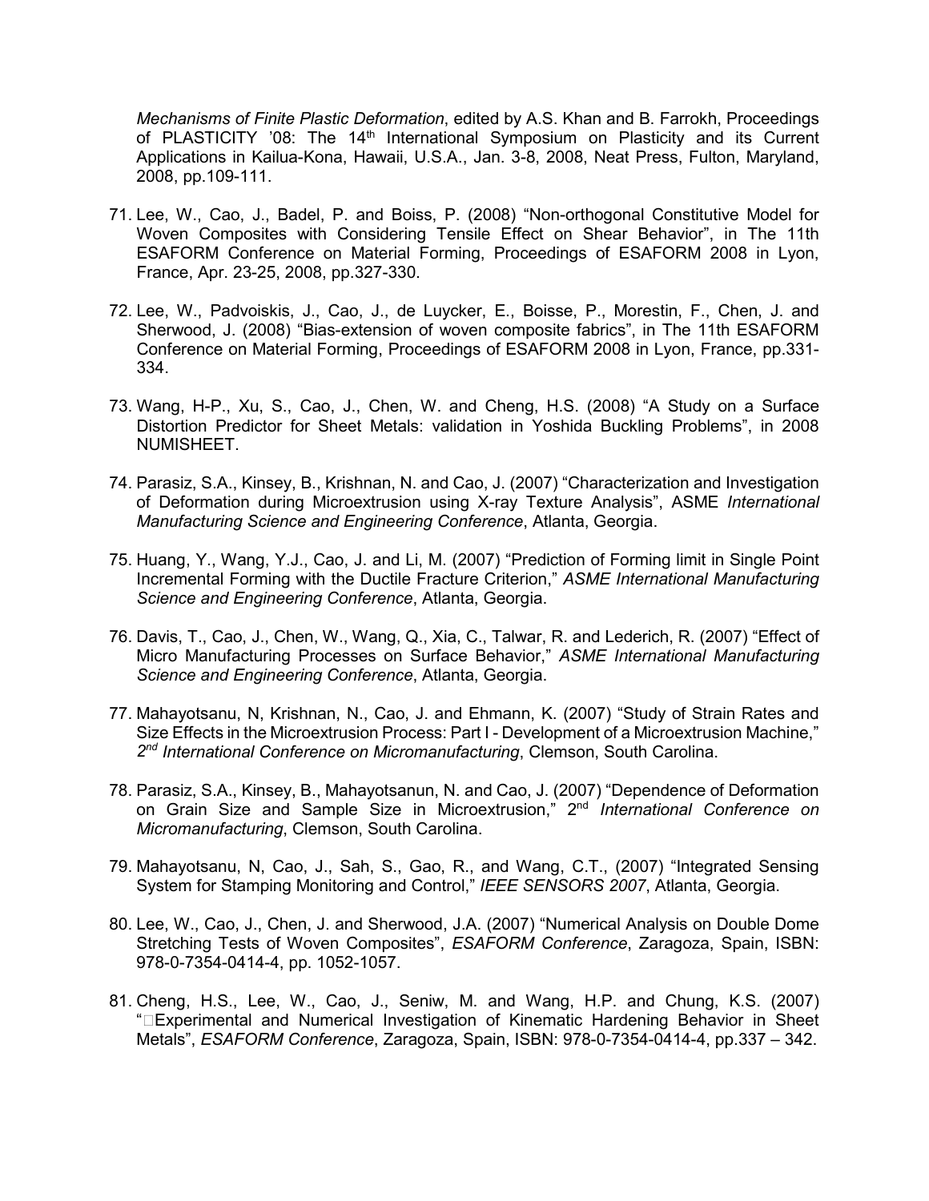*Mechanisms of Finite Plastic Deformation*, edited by A.S. Khan and B. Farrokh, Proceedings of PLASTICITY '08: The 14th International Symposium on Plasticity and its Current Applications in Kailua-Kona, Hawaii, U.S.A., Jan. 3-8, 2008, Neat Press, Fulton, Maryland, 2008, pp.109-111.

71. Lee, W., Cao, J., Badel, P. and Boiss, P. (2008) "Non-orthogonal Constitutive Model for Woven Composites with Considering Tensile Effect on Shear Behavior", in The 11th ESAFORM Conference on Material Forming, Proceedings of ESAFORM 2008 in Lyon, France, Apr. 23-25, 2008, pp.327-330.

72. Lee, W., Padvoiskis, J., Cao, J., de Luycker, E., Boisse, P., Morestin, F., Chen, J. and Sherwood, J. (2008) "Bias-extension of woven composite fabrics", in The 11th ESAFORM Conference on Material Forming, Proceedings of ESAFORM 2008 in Lyon, France, pp.331-334.

73. Wang, H-P., Xu, S., Cao, J., Chen, W. and Cheng, H.S. (2008) "A Study on a Surface Distortion Predictor for Sheet Metals: validation in Yoshida Buckling Problems", in 2008 NUMISHEET.

74. Parasiz, S.A., Kinsey, B., Krishnan, N. and Cao, J. (2007) "Characterization and Investigation of Deformation during Microextrusion using X-ray Texture Analysis", ASME *International Manufacturing Science and Engineering Conference*, Atlanta, Georgia.

75. Huang, Y., Wang, Y.J., Cao, J. and Li, M. (2007) "Prediction of Forming limit in Single Point Incremental Forming with the Ductile Fracture Criterion," *ASME International Manufacturing Science and Engineering Conference*, Atlanta, Georgia.

76. Davis, T., Cao, J., Chen, W., Wang, Q., Xia, C., Talwar, R. and Lederich, R. (2007) "Effect of Micro Manufacturing Processes on Surface Behavior," *ASME International Manufacturing Science and Engineering Conference*, Atlanta, Georgia.

77. Mahayotsanu, N, Krishnan, N., Cao, J. and Ehmann, K. (2007) "Study of Strain Rates and Size Effects in the Microextrusion Process: Part I - Development of a Microextrusion Machine," *2nd International Conference on Micromanufacturing*, Clemson, South Carolina.

78. Parasiz, S.A., Kinsey, B., Mahayotsanun, N. and Cao, J. (2007) "Dependence of Deformation on Grain Size and Sample Size in Microextrusion," 2nd *International Conference on Micromanufacturing*, Clemson, South Carolina.

79. Mahayotsanu, N, Cao, J., Sah, S., Gao, R., and Wang, C.T., (2007) "Integrated Sensing System for Stamping Monitoring and Control," *IEEE SENSORS 2007*, Atlanta, Georgia.

80. Lee, W., Cao, J., Chen, J. and Sherwood, J.A. (2007) "Numerical Analysis on Double Dome Stretching Tests of Woven Composites", *ESAFORM Conference*, Zaragoza, Spain, ISBN: 978-0-7354-0414-4, pp. 1052-1057.

81. Cheng, H.S., Lee, W., Cao, J., Seniw, M. and Wang, H.P. and Chung, K.S. (2007) "Experimental and Numerical Investigation of Kinematic Hardening Behavior in Sheet Metals", *ESAFORM Conference*, Zaragoza, Spain, ISBN: 978-0-7354-0414-4, pp.337 – 342.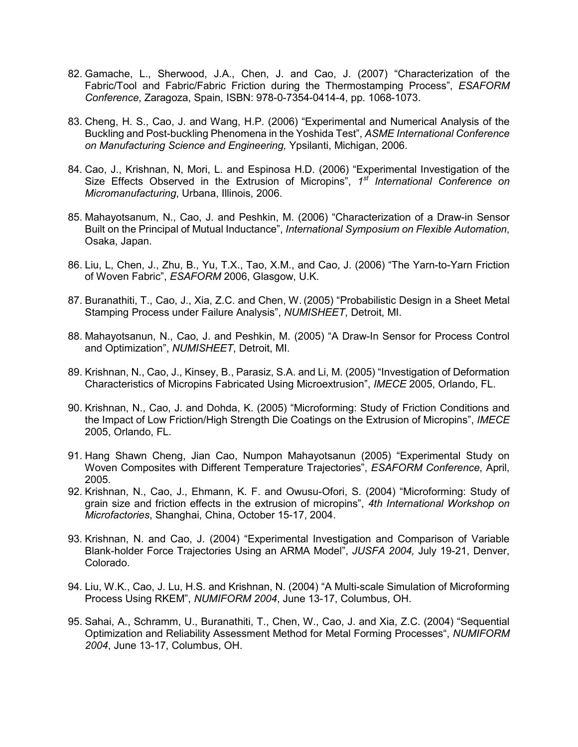82. Gamache, L., Sherwood, J.A., Chen, J. and Cao, J. (2007) “Characterization of the Fabric/Tool and Fabric/Fabric Friction during the Thermostamping Process”, *ESAFORM Conference*, Zaragoza, Spain, ISBN: 978-0-7354-0414-4, pp. 1068-1073.

83. Cheng, H. S., Cao, J. and Wang, H.P. (2006) “Experimental and Numerical Analysis of the Buckling and Post-buckling Phenomena in the Yoshida Test”, *ASME International Conference on Manufacturing Science and Engineering,* Ypsilanti, Michigan, 2006.

84. Cao, J., Krishnan, N, Mori, L. and Espinosa H.D. (2006) “Experimental Investigation of the Size Effects Observed in the Extrusion of Micropins”, *1st International Conference on Micromanufacturing*, Urbana, Illinois, 2006.

85. Mahayotsanum, N., Cao, J. and Peshkin, M. (2006) “Characterization of a Draw-in Sensor Built on the Principal of Mutual Inductance”, *International Symposium on Flexible Automation*, Osaka, Japan.

86. Liu, L, Chen, J., Zhu, B., Yu, T.X., Tao, X.M., and Cao, J. (2006) “The Yarn-to-Yarn Friction of Woven Fabric”, *ESAFORM* 2006, Glasgow, U.K.

87. Buranathiti, T., Cao, J., Xia, Z.C. and Chen, W. (2005) “Probabilistic Design in a Sheet Metal Stamping Process under Failure Analysis”, *NUMISHEET*, Detroit, MI.

88. Mahayotsanun, N., Cao, J. and Peshkin, M. (2005) “A Draw-In Sensor for Process Control and Optimization”, *NUMISHEET*, Detroit, MI.

89. Krishnan, N., Cao, J., Kinsey, B., Parasiz, S.A. and Li, M. (2005) “Investigation of Deformation Characteristics of Micropins Fabricated Using Microextrusion”, *IMECE* 2005, Orlando, FL.

90. Krishnan, N., Cao, J. and Dohda, K. (2005) “Microforming: Study of Friction Conditions and the Impact of Low Friction/High Strength Die Coatings on the Extrusion of Micropins”, *IMECE* 2005, Orlando, FL.

91. Hang Shawn Cheng, Jian Cao, Numpon Mahayotsanun (2005) “Experimental Study on Woven Composites with Different Temperature Trajectories”, *ESAFORM Conference*, April, 2005.

92. Krishnan, N., Cao, J., Ehmann, K. F. and Owusu-Ofori, S. (2004) “Microforming: Study of grain size and friction effects in the extrusion of micropins”, *4th International Workshop on Microfactories*, Shanghai, China, October 15-17, 2004.

93. Krishnan, N. and Cao, J. (2004) “Experimental Investigation and Comparison of Variable Blank-holder Force Trajectories Using an ARMA Model”, *JUSFA 2004,* July 19-21, Denver, Colorado.

94. Liu, W.K., Cao, J. Lu, H.S. and Krishnan, N. (2004) “A Multi-scale Simulation of Microforming Process Using RKEM”, *NUMIFORM 2004*, June 13-17, Columbus, OH.

95. Sahai, A., Schramm, U., Buranathiti, T., Chen, W., Cao, J. and Xia, Z.C. (2004) “Sequential Optimization and Reliability Assessment Method for Metal Forming Processes“, *NUMIFORM 2004*, June 13-17, Columbus, OH.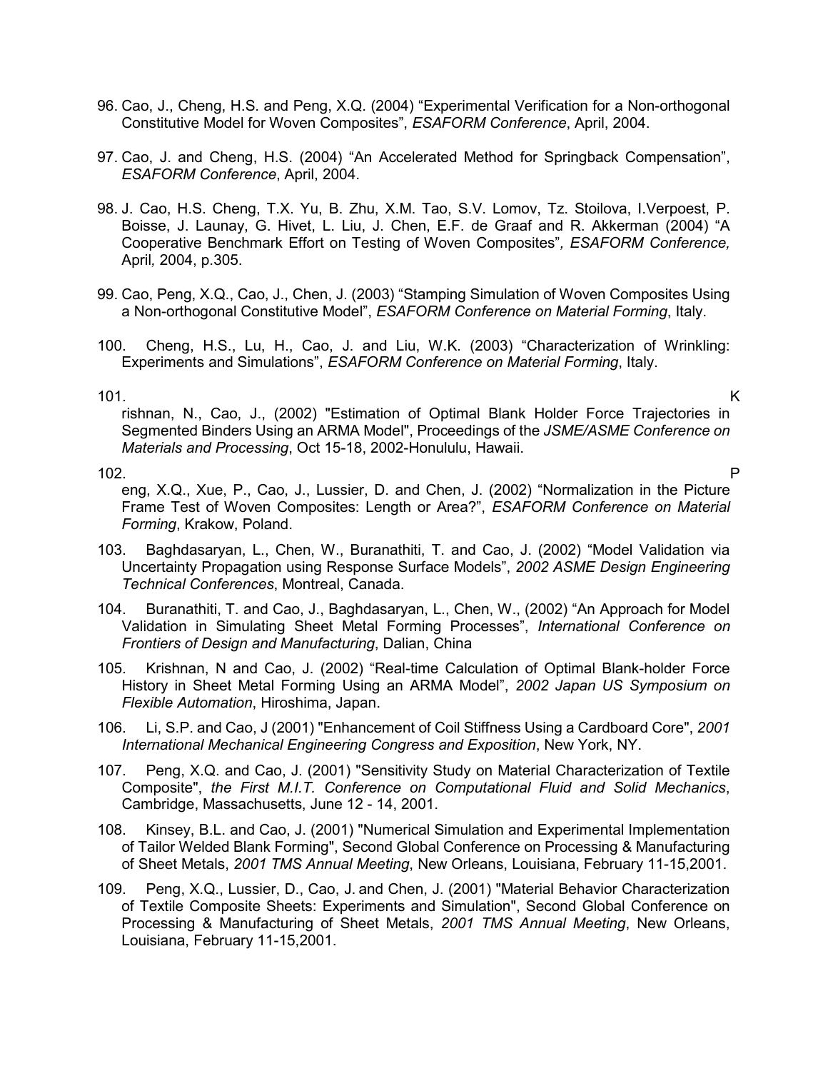96. Cao, J., Cheng, H.S. and Peng, X.Q. (2004) “Experimental Verification for a Non-orthogonal Constitutive Model for Woven Composites”, *ESAFORM Conference*, April, 2004.

97. Cao, J. and Cheng, H.S. (2004) “An Accelerated Method for Springback Compensation”, *ESAFORM Conference*, April, 2004.

98. J. Cao, H.S. Cheng, T.X. Yu, B. Zhu, X.M. Tao, S.V. Lomov, Tz. Stoilova, I.Verpoest, P. Boisse, J. Launay, G. Hivet, L. Liu, J. Chen, E.F. de Graaf and R. Akkerman (2004) “A Cooperative Benchmark Effort on Testing of Woven Composites”*, ESAFORM Conference,* April*,* 2004, p.305.

99. Cao, Peng, X.Q., Cao, J., Chen, J. (2003) “Stamping Simulation of Woven Composites Using a Non-orthogonal Constitutive Model”, *ESAFORM Conference on Material Forming*, Italy.

100. Cheng, H.S., Lu, H., Cao, J. and Liu, W.K. (2003) “Characterization of Wrinkling: Experiments and Simulations”, *ESAFORM Conference on Material Forming*, Italy.

101. Krishnan, N., Cao, J., (2002) "Estimation of Optimal Blank Holder Force Trajectories in Segmented Binders Using an ARMA Model", Proceedings of the *JSME/ASME Conference on Materials and Processing*, Oct 15-18, 2002-Honululu, Hawaii.

102. Peng, X.Q., Xue, P., Cao, J., Lussier, D. and Chen, J. (2002) “Normalization in the Picture Frame Test of Woven Composites: Length or Area?”, *ESAFORM Conference on Material Forming*, Krakow, Poland.

103. Baghdasaryan, L., Chen, W., Buranathiti, T. and Cao, J. (2002) “Model Validation via Uncertainty Propagation using Response Surface Models”, *2002 ASME Design Engineering Technical Conferences*, Montreal, Canada.

104. Buranathiti, T. and Cao, J., Baghdasaryan, L., Chen, W., (2002) “An Approach for Model Validation in Simulating Sheet Metal Forming Processes”, *International Conference on Frontiers of Design and Manufacturing*, Dalian, China

105. Krishnan, N and Cao, J. (2002) “Real-time Calculation of Optimal Blank-holder Force History in Sheet Metal Forming Using an ARMA Model”, *2002 Japan US Symposium on Flexible Automation*, Hiroshima, Japan.

106. Li, S.P. and Cao, J (2001) "Enhancement of Coil Stiffness Using a Cardboard Core", *2001 International Mechanical Engineering Congress and Exposition*, New York, NY.

107. Peng, X.Q. and Cao, J. (2001) "Sensitivity Study on Material Characterization of Textile Composite", *the First M.I.T. Conference on Computational Fluid and Solid Mechanics*, Cambridge, Massachusetts, June 12 - 14, 2001.

108. Kinsey, B.L. and Cao, J. (2001) "Numerical Simulation and Experimental Implementation of Tailor Welded Blank Forming", Second Global Conference on Processing & Manufacturing of Sheet Metals, *2001 TMS Annual Meeting*, New Orleans, Louisiana, February 11-15,2001.

109. Peng, X.Q., Lussier, D., Cao, J. and Chen, J. (2001) "Material Behavior Characterization of Textile Composite Sheets: Experiments and Simulation", Second Global Conference on Processing & Manufacturing of Sheet Metals, *2001 TMS Annual Meeting*, New Orleans, Louisiana, February 11-15,2001.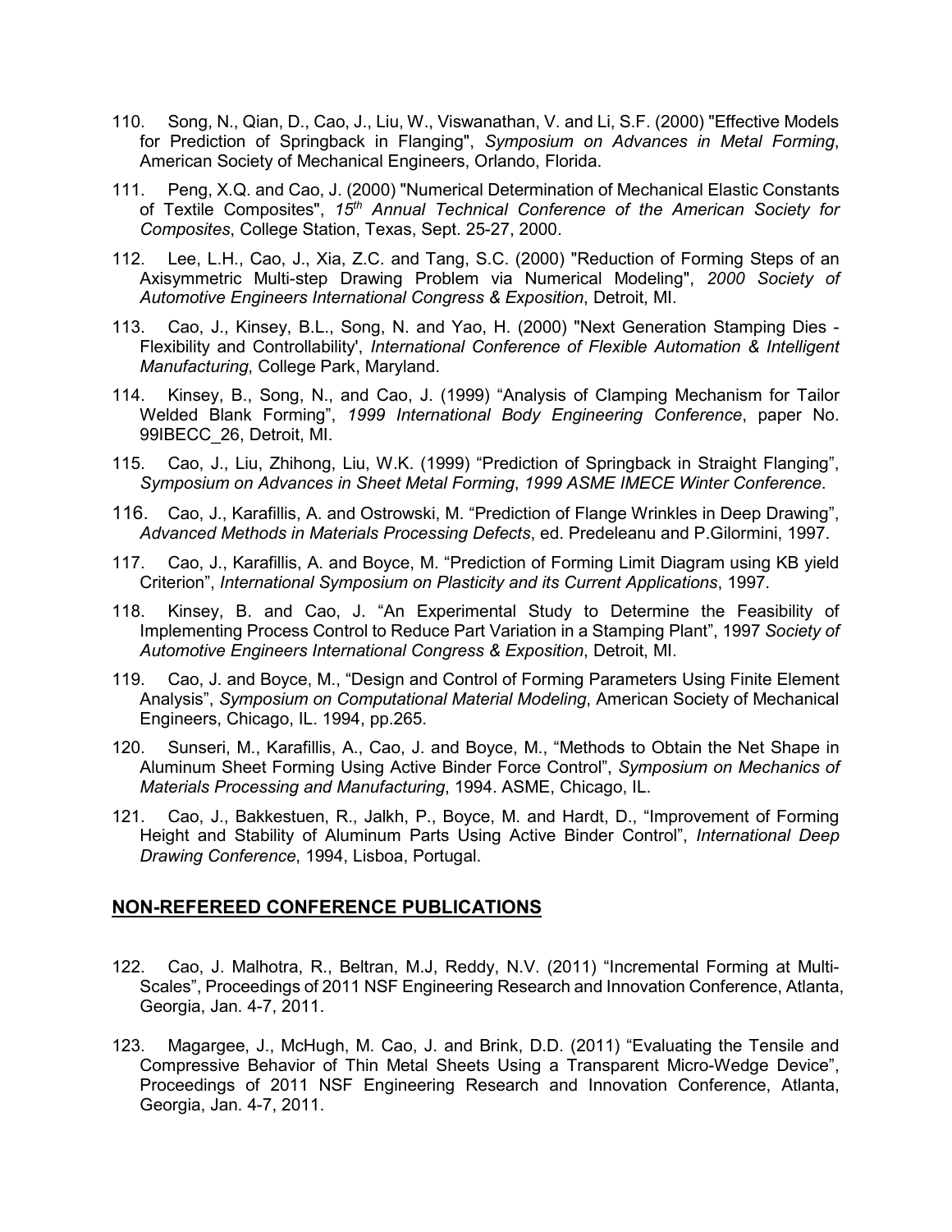110. Song, N., Qian, D., Cao, J., Liu, W., Viswanathan, V. and Li, S.F. (2000) "Effective Models for Prediction of Springback in Flanging", *Symposium on Advances in Metal Forming*, American Society of Mechanical Engineers, Orlando, Florida.

111. Peng, X.Q. and Cao, J. (2000) "Numerical Determination of Mechanical Elastic Constants of Textile Composites", *15th Annual Technical Conference of the American Society for Composites*, College Station, Texas, Sept. 25-27, 2000.

112. Lee, L.H., Cao, J., Xia, Z.C. and Tang, S.C. (2000) "Reduction of Forming Steps of an Axisymmetric Multi-step Drawing Problem via Numerical Modeling", *2000 Society of Automotive Engineers International Congress & Exposition*, Detroit, MI.

113. Cao, J., Kinsey, B.L., Song, N. and Yao, H. (2000) "Next Generation Stamping Dies - Flexibility and Controllability', *International Conference of Flexible Automation & Intelligent Manufacturing*, College Park, Maryland.

114. Kinsey, B., Song, N., and Cao, J. (1999) "Analysis of Clamping Mechanism for Tailor Welded Blank Forming", *1999 International Body Engineering Conference*, paper No. 99IBECC_26, Detroit, MI.

115. Cao, J., Liu, Zhihong, Liu, W.K. (1999) "Prediction of Springback in Straight Flanging", *Symposium on Advances in Sheet Metal Forming*, *1999 ASME IMECE Winter Conference*.

116. Cao, J., Karafillis, A. and Ostrowski, M. "Prediction of Flange Wrinkles in Deep Drawing", *Advanced Methods in Materials Processing Defects*, ed. Predeleanu and P.Gilormini, 1997.

117. Cao, J., Karafillis, A. and Boyce, M. "Prediction of Forming Limit Diagram using KB yield Criterion", *International Symposium on Plasticity and its Current Applications*, 1997.

118. Kinsey, B. and Cao, J. "An Experimental Study to Determine the Feasibility of Implementing Process Control to Reduce Part Variation in a Stamping Plant", 1997 *Society of Automotive Engineers International Congress & Exposition*, Detroit, MI.

119. Cao, J. and Boyce, M., "Design and Control of Forming Parameters Using Finite Element Analysis", *Symposium on Computational Material Modeling*, American Society of Mechanical Engineers, Chicago, IL. 1994, pp.265.

120. Sunseri, M., Karafillis, A., Cao, J. and Boyce, M., "Methods to Obtain the Net Shape in Aluminum Sheet Forming Using Active Binder Force Control", *Symposium on Mechanics of Materials Processing and Manufacturing*, 1994. ASME, Chicago, IL.

121. Cao, J., Bakkestuen, R., Jalkh, P., Boyce, M. and Hardt, D., "Improvement of Forming Height and Stability of Aluminum Parts Using Active Binder Control", *International Deep Drawing Conference*, 1994, Lisboa, Portugal.

## NON-REFEREED CONFERENCE PUBLICATIONS

122. Cao, J. Malhotra, R., Beltran, M.J, Reddy, N.V. (2011) "Incremental Forming at Multi-Scales", Proceedings of 2011 NSF Engineering Research and Innovation Conference, Atlanta, Georgia, Jan. 4-7, 2011.

123. Magargee, J., McHugh, M. Cao, J. and Brink, D.D. (2011) "Evaluating the Tensile and Compressive Behavior of Thin Metal Sheets Using a Transparent Micro-Wedge Device", Proceedings of 2011 NSF Engineering Research and Innovation Conference, Atlanta, Georgia, Jan. 4-7, 2011.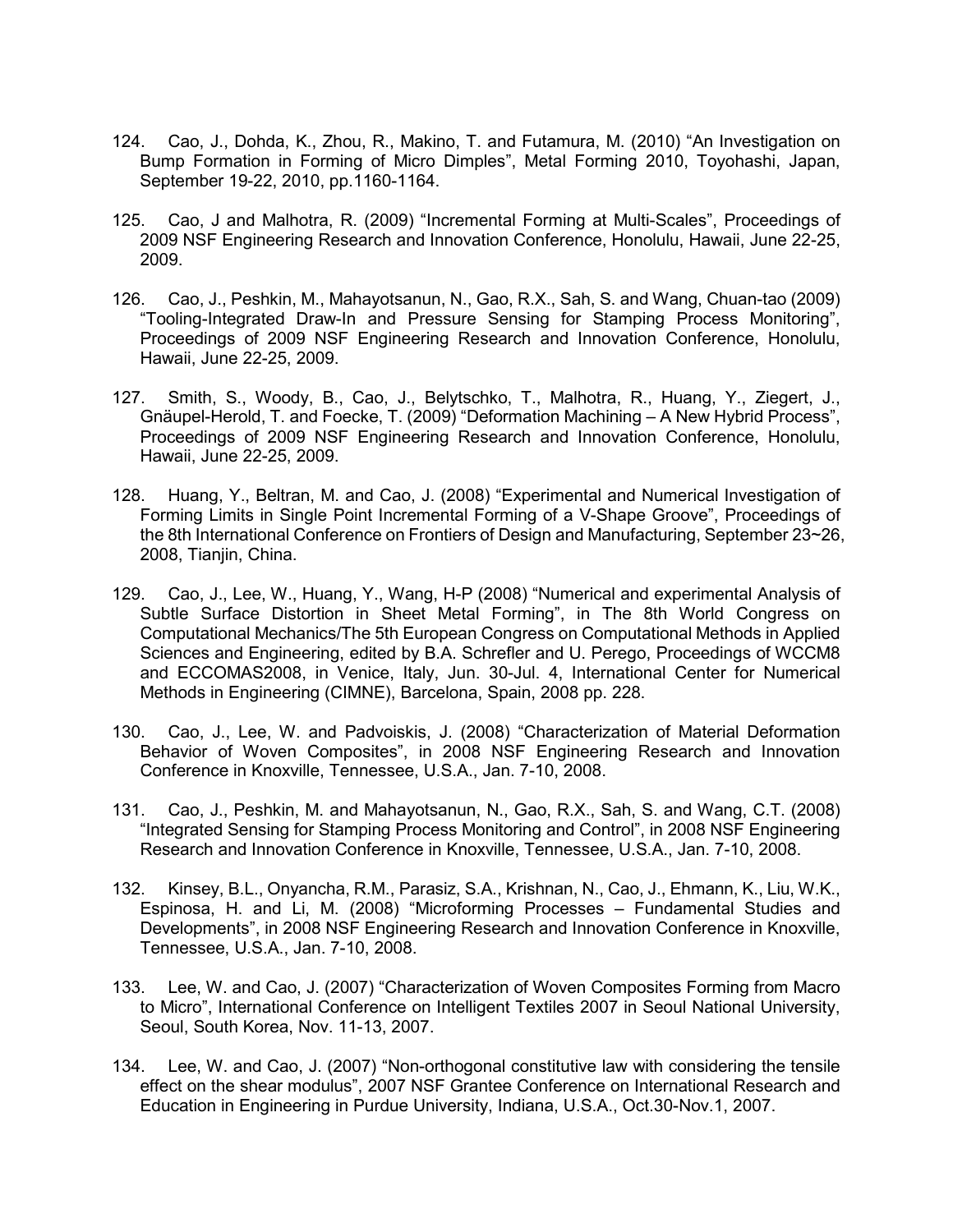124. Cao, J., Dohda, K., Zhou, R., Makino, T. and Futamura, M. (2010) “An Investigation on Bump Formation in Forming of Micro Dimples”, Metal Forming 2010, Toyohashi, Japan, September 19-22, 2010, pp.1160-1164.

125. Cao, J and Malhotra, R. (2009) “Incremental Forming at Multi-Scales”, Proceedings of 2009 NSF Engineering Research and Innovation Conference, Honolulu, Hawaii, June 22-25, 2009.

126. Cao, J., Peshkin, M., Mahayotsanun, N., Gao, R.X., Sah, S. and Wang, Chuan-tao (2009) “Tooling-Integrated Draw-In and Pressure Sensing for Stamping Process Monitoring”, Proceedings of 2009 NSF Engineering Research and Innovation Conference, Honolulu, Hawaii, June 22-25, 2009.

127. Smith, S., Woody, B., Cao, J., Belytschko, T., Malhotra, R., Huang, Y., Ziegert, J., Gnäupel-Herold, T. and Foecke, T. (2009) “Deformation Machining – A New Hybrid Process”, Proceedings of 2009 NSF Engineering Research and Innovation Conference, Honolulu, Hawaii, June 22-25, 2009.

128. Huang, Y., Beltran, M. and Cao, J. (2008) “Experimental and Numerical Investigation of Forming Limits in Single Point Incremental Forming of a V-Shape Groove”, Proceedings of the 8th International Conference on Frontiers of Design and Manufacturing, September 23~26, 2008, Tianjin, China.

129. Cao, J., Lee, W., Huang, Y., Wang, H-P (2008) “Numerical and experimental Analysis of Subtle Surface Distortion in Sheet Metal Forming”, in The 8th World Congress on Computational Mechanics/The 5th European Congress on Computational Methods in Applied Sciences and Engineering, edited by B.A. Schrefler and U. Perego, Proceedings of WCCM8 and ECCOMAS2008, in Venice, Italy, Jun. 30-Jul. 4, International Center for Numerical Methods in Engineering (CIMNE), Barcelona, Spain, 2008 pp. 228.

130. Cao, J., Lee, W. and Padvoiskis, J. (2008) “Characterization of Material Deformation Behavior of Woven Composites”, in 2008 NSF Engineering Research and Innovation Conference in Knoxville, Tennessee, U.S.A., Jan. 7-10, 2008.

131. Cao, J., Peshkin, M. and Mahayotsanun, N., Gao, R.X., Sah, S. and Wang, C.T. (2008) “Integrated Sensing for Stamping Process Monitoring and Control”, in 2008 NSF Engineering Research and Innovation Conference in Knoxville, Tennessee, U.S.A., Jan. 7-10, 2008.

132. Kinsey, B.L., Onyancha, R.M., Parasiz, S.A., Krishnan, N., Cao, J., Ehmann, K., Liu, W.K., Espinosa, H. and Li, M. (2008) “Microforming Processes – Fundamental Studies and Developments”, in 2008 NSF Engineering Research and Innovation Conference in Knoxville, Tennessee, U.S.A., Jan. 7-10, 2008.

133. Lee, W. and Cao, J. (2007) “Characterization of Woven Composites Forming from Macro to Micro”, International Conference on Intelligent Textiles 2007 in Seoul National University, Seoul, South Korea, Nov. 11-13, 2007.

134. Lee, W. and Cao, J. (2007) “Non-orthogonal constitutive law with considering the tensile effect on the shear modulus”, 2007 NSF Grantee Conference on International Research and Education in Engineering in Purdue University, Indiana, U.S.A., Oct.30-Nov.1, 2007.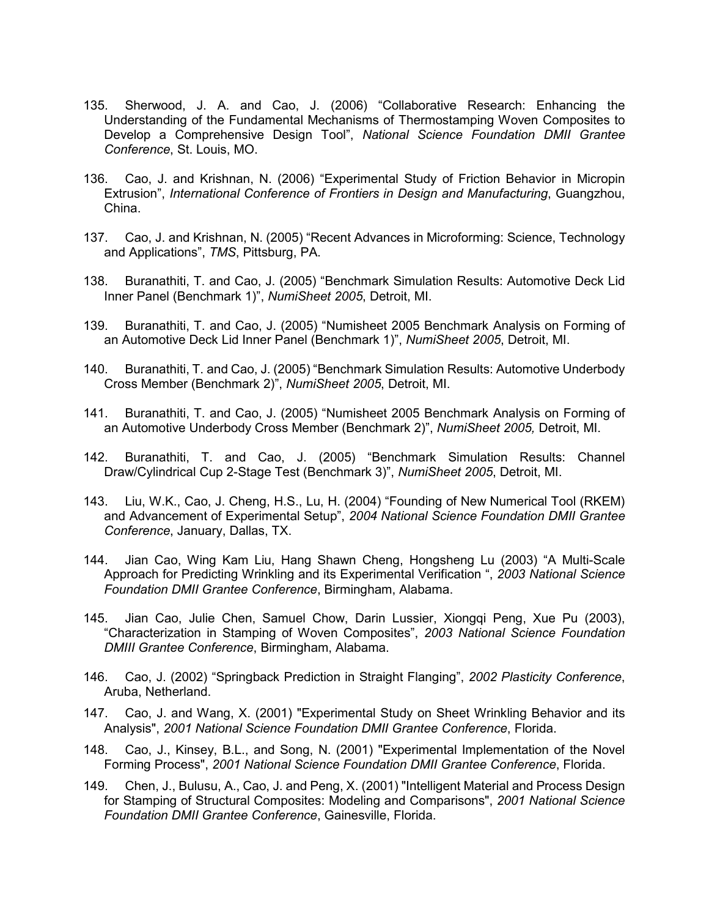135. Sherwood, J. A. and Cao, J. (2006) “Collaborative Research: Enhancing the Understanding of the Fundamental Mechanisms of Thermostamping Woven Composites to Develop a Comprehensive Design Tool”, *National Science Foundation DMII Grantee Conference*, St. Louis, MO.

136. Cao, J. and Krishnan, N. (2006) “Experimental Study of Friction Behavior in Micropin Extrusion”, *International Conference of Frontiers in Design and Manufacturing*, Guangzhou, China.

137. Cao, J. and Krishnan, N. (2005) “Recent Advances in Microforming: Science, Technology and Applications”, *TMS*, Pittsburg, PA.

138. Buranathiti, T. and Cao, J. (2005) “Benchmark Simulation Results: Automotive Deck Lid Inner Panel (Benchmark 1)”, *NumiSheet 2005*, Detroit, MI.

139. Buranathiti, T. and Cao, J. (2005) “Numisheet 2005 Benchmark Analysis on Forming of an Automotive Deck Lid Inner Panel (Benchmark 1)”, *NumiSheet 2005*, Detroit, MI.

140. Buranathiti, T. and Cao, J. (2005) “Benchmark Simulation Results: Automotive Underbody Cross Member (Benchmark 2)”, *NumiSheet 2005*, Detroit, MI.

141. Buranathiti, T. and Cao, J. (2005) “Numisheet 2005 Benchmark Analysis on Forming of an Automotive Underbody Cross Member (Benchmark 2)”, *NumiSheet 2005,* Detroit, MI.

142. Buranathiti, T. and Cao, J. (2005) “Benchmark Simulation Results: Channel Draw/Cylindrical Cup 2-Stage Test (Benchmark 3)”, *NumiSheet 2005*, Detroit, MI.

143. Liu, W.K., Cao, J. Cheng, H.S., Lu, H. (2004) “Founding of New Numerical Tool (RKEM) and Advancement of Experimental Setup”, *2004 National Science Foundation DMII Grantee Conference*, January, Dallas, TX.

144. Jian Cao, Wing Kam Liu, Hang Shawn Cheng, Hongsheng Lu (2003) “A Multi-Scale Approach for Predicting Wrinkling and its Experimental Verification “, *2003 National Science Foundation DMII Grantee Conference*, Birmingham, Alabama.

145. Jian Cao, Julie Chen, Samuel Chow, Darin Lussier, Xiongqi Peng, Xue Pu (2003), “Characterization in Stamping of Woven Composites”, *2003 National Science Foundation DMIII Grantee Conference*, Birmingham, Alabama.

146. Cao, J. (2002) “Springback Prediction in Straight Flanging”, *2002 Plasticity Conference*, Aruba, Netherland.

147. Cao, J. and Wang, X. (2001) "Experimental Study on Sheet Wrinkling Behavior and its Analysis", *2001 National Science Foundation DMII Grantee Conference*, Florida.

148. Cao, J., Kinsey, B.L., and Song, N. (2001) "Experimental Implementation of the Novel Forming Process", *2001 National Science Foundation DMII Grantee Conference*, Florida.

149. Chen, J., Bulusu, A., Cao, J. and Peng, X. (2001) "Intelligent Material and Process Design for Stamping of Structural Composites: Modeling and Comparisons", *2001 National Science Foundation DMII Grantee Conference*, Gainesville, Florida.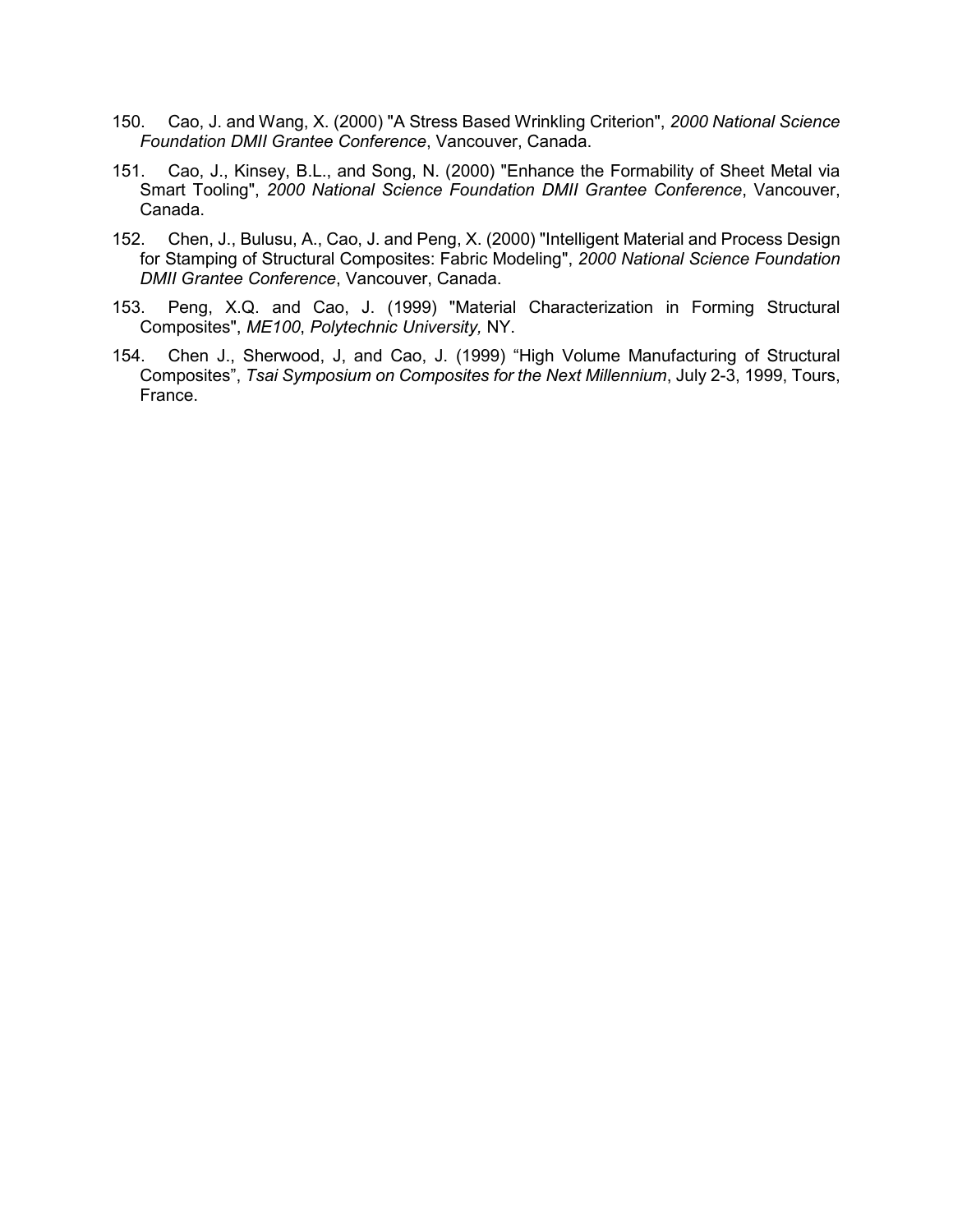150. Cao, J. and Wang, X. (2000) "A Stress Based Wrinkling Criterion", *2000 National Science Foundation DMII Grantee Conference*, Vancouver, Canada.

151. Cao, J., Kinsey, B.L., and Song, N. (2000) "Enhance the Formability of Sheet Metal via Smart Tooling", *2000 National Science Foundation DMII Grantee Conference*, Vancouver, Canada.

152. Chen, J., Bulusu, A., Cao, J. and Peng, X. (2000) "Intelligent Material and Process Design for Stamping of Structural Composites: Fabric Modeling", *2000 National Science Foundation DMII Grantee Conference*, Vancouver, Canada.

153. Peng, X.Q. and Cao, J. (1999) "Material Characterization in Forming Structural Composites", *ME100*, *Polytechnic University,* NY.

154. Chen J., Sherwood, J, and Cao, J. (1999) “High Volume Manufacturing of Structural Composites”, *Tsai Symposium on Composites for the Next Millennium*, July 2-3, 1999, Tours, France.